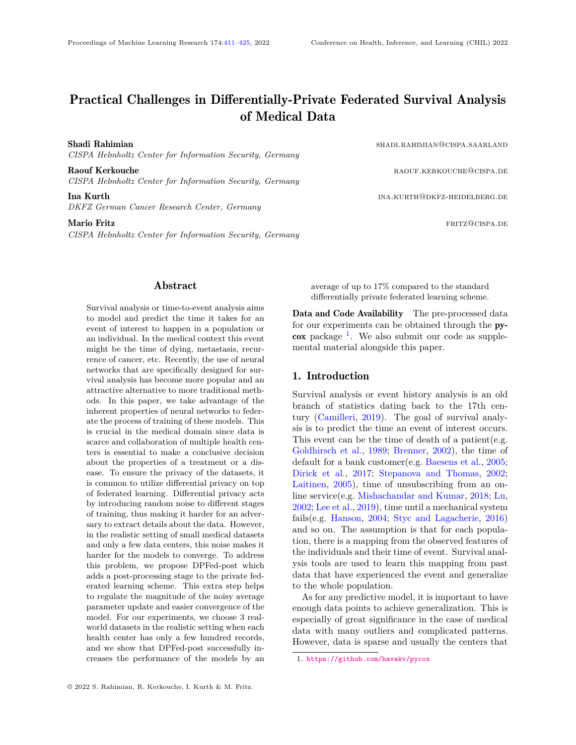# Practical Challenges in Differentially-Private Federated Survival Analysis of Medical Data

**Shadi Rahimian** SHADI.RAHIMIAN@CISPA.SAARLAND
*CISPA Helmholtz Center for Information Security, Germany*

**Raouf Kerkouche** RAOUF.KERKOUCHE@CISPA.DE
*CISPA Helmholtz Center for Information Security, Germany*

**Ina Kurth** INA.KURTH@DKFZ-HEIDELBERG.DE
*DKFZ German Cancer Research Center, Germany*

**Mario Fritz** FRITZ@CISPA.DE
*CISPA Helmholtz Center for Information Security, Germany*

## Abstract

Survival analysis or time-to-event analysis aims to model and predict the time it takes for an event of interest to happen in a population or an individual. In the medical context this event might be the time of dying, metastasis, recurrence of cancer, etc. Recently, the use of neural networks that are specifically designed for survival analysis has become more popular and an attractive alternative to more traditional methods. In this paper, we take advantage of the inherent properties of neural networks to federate the process of training of these models. This is crucial in the medical domain since data is scarce and collaboration of multiple health centers is essential to make a conclusive decision about the properties of a treatment or a disease. To ensure the privacy of the datasets, it is common to utilize differential privacy on top of federated learning. Differential privacy acts by introducing random noise to different stages of training, thus making it harder for an adversary to extract details about the data. However, in the realistic setting of small medical datasets and only a few data centers, this noise makes it harder for the models to converge. To address this problem, we propose DPFed-post which adds a post-processing stage to the private federated learning scheme. This extra step helps to regulate the magnitude of the noisy average parameter update and easier convergence of the model. For our experiments, we choose 3 real-world datasets in the realistic setting when each health center has only a few hundred records, and we show that DPFed-post successfully increases the performance of the models by an average of up to 17% compared to the standard differentially private federated learning scheme.

**Data and Code Availability** The pre-processed data for our experiments can be obtained through the **pycox** package [1]. We also submit our code as supplemental material alongside this paper.

## 1. Introduction

Survival analysis or event history analysis is an old branch of statistics dating back to the 17th century (Camilleri, 2019). The goal of survival analysis is to predict the time an event of interest occurs. This event can be the time of death of a patient(e.g. Goldhirsch et al., 1989; Brenner, 2002), the time of default for a bank customer(e.g. Baesens et al., 2005; Dirick et al., 2017; Stepanova and Thomas, 2002; Laitinen, 2005), time of unsubscribing from an online service(e.g. Mishachandar and Kumar, 2018; Lu, 2002; Lee et al., 2019), time until a mechanical system fails(e.g. Hanson, 2004; Styc and Lagacherie, 2016) and so on. The assumption is that for each population, there is a mapping from the observed features of the individuals and their time of event. Survival analysis tools are used to learn this mapping from past data that have experienced the event and generalize to the whole population.

As for any predictive model, it is important to have enough data points to achieve generalization. This is especially of great significance in the case of medical data with many outliers and complicated patterns. However, data is sparse and usually the centers that

1. https://github.com/havakv/pycox

© 2022 S. Rahimian, R. Kerkouche, I. Kurth & M. Fritz.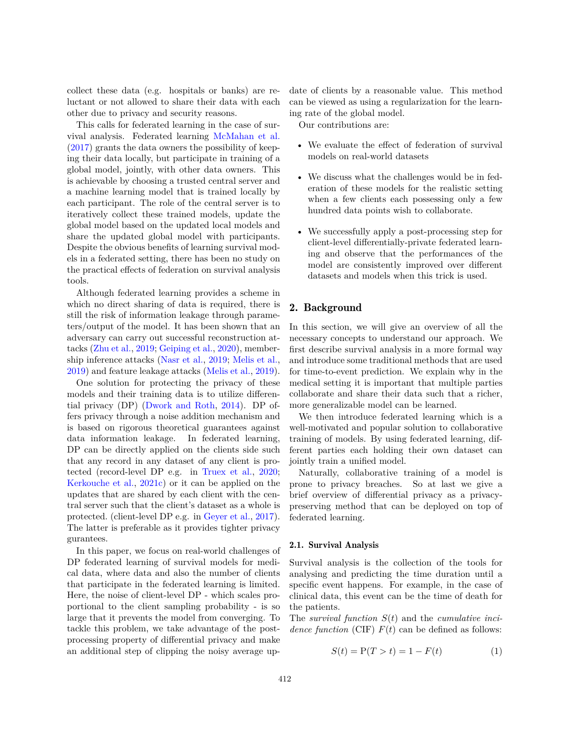collect these data (e.g. hospitals or banks) are reluctant or not allowed to share their data with each other due to privacy and security reasons.

This calls for federated learning in the case of survival analysis. Federated learning McMahan et al. (2017) grants the data owners the possibility of keeping their data locally, but participate in training of a global model, jointly, with other data owners. This is achievable by choosing a trusted central server and a machine learning model that is trained locally by each participant. The role of the central server is to iteratively collect these trained models, update the global model based on the updated local models and share the updated global model with participants. Despite the obvious benefits of learning survival models in a federated setting, there has been no study on the practical effects of federation on survival analysis tools.

Although federated learning provides a scheme in which no direct sharing of data is required, there is still the risk of information leakage through parameters/output of the model. It has been shown that an adversary can carry out successful reconstruction attacks (Zhu et al., 2019; Geiping et al., 2020), membership inference attacks (Nasr et al., 2019; Melis et al., 2019) and feature leakage attacks (Melis et al., 2019).

One solution for protecting the privacy of these models and their training data is to utilize differential privacy (DP) (Dwork and Roth, 2014). DP offers privacy through a noise addition mechanism and is based on rigorous theoretical guarantees against data information leakage. In federated learning, DP can be directly applied on the clients side such that any record in any dataset of any client is protected (record-level DP e.g. in Truex et al., 2020; Kerkouche et al., 2021c) or it can be applied on the updates that are shared by each client with the central server such that the client's dataset as a whole is protected. (client-level DP e.g. in Geyer et al., 2017). The latter is preferable as it provides tighter privacy gurantees.

In this paper, we focus on real-world challenges of DP federated learning of survival models for medical data, where data and also the number of clients that participate in the federated learning is limited. Here, the noise of client-level DP - which scales proportional to the client sampling probability - is so large that it prevents the model from converging. To tackle this problem, we take advantage of the post-processing property of differential privacy and make an additional step of clipping the noisy average update of clients by a reasonable value. This method can be viewed as using a regularization for the learning rate of the global model.

Our contributions are:

- We evaluate the effect of federation of survival models on real-world datasets
- We discuss what the challenges would be in federation of these models for the realistic setting when a few clients each possessing only a few hundred data points wish to collaborate.
- We successfully apply a post-processing step for client-level differentially-private federated learning and observe that the performances of the model are consistently improved over different datasets and models when this trick is used.

## 2. Background

In this section, we will give an overview of all the necessary concepts to understand our approach. We first describe survival analysis in a more formal way and introduce some traditional methods that are used for time-to-event prediction. We explain why in the medical setting it is important that multiple parties collaborate and share their data such that a richer, more generalizable model can be learned.

We then introduce federated learning which is a well-motivated and popular solution to collaborative training of models. By using federated learning, different parties each holding their own dataset can jointly train a unified model.

Naturally, collaborative training of a model is prone to privacy breaches. So at last we give a brief overview of differential privacy as a privacy-preserving method that can be deployed on top of federated learning.

### 2.1. Survival Analysis

Survival analysis is the collection of the tools for analysing and predicting the time duration until a specific event happens. For example, in the case of clinical data, this event can be the time of death for the patients.

The *survival function* $S(t)$ and the *cumulative incidence function* (CIF) $F(t)$ can be defined as follows:

$$S(t) = \mathrm{P}(T > t) = 1 - F(t) \tag{1}$$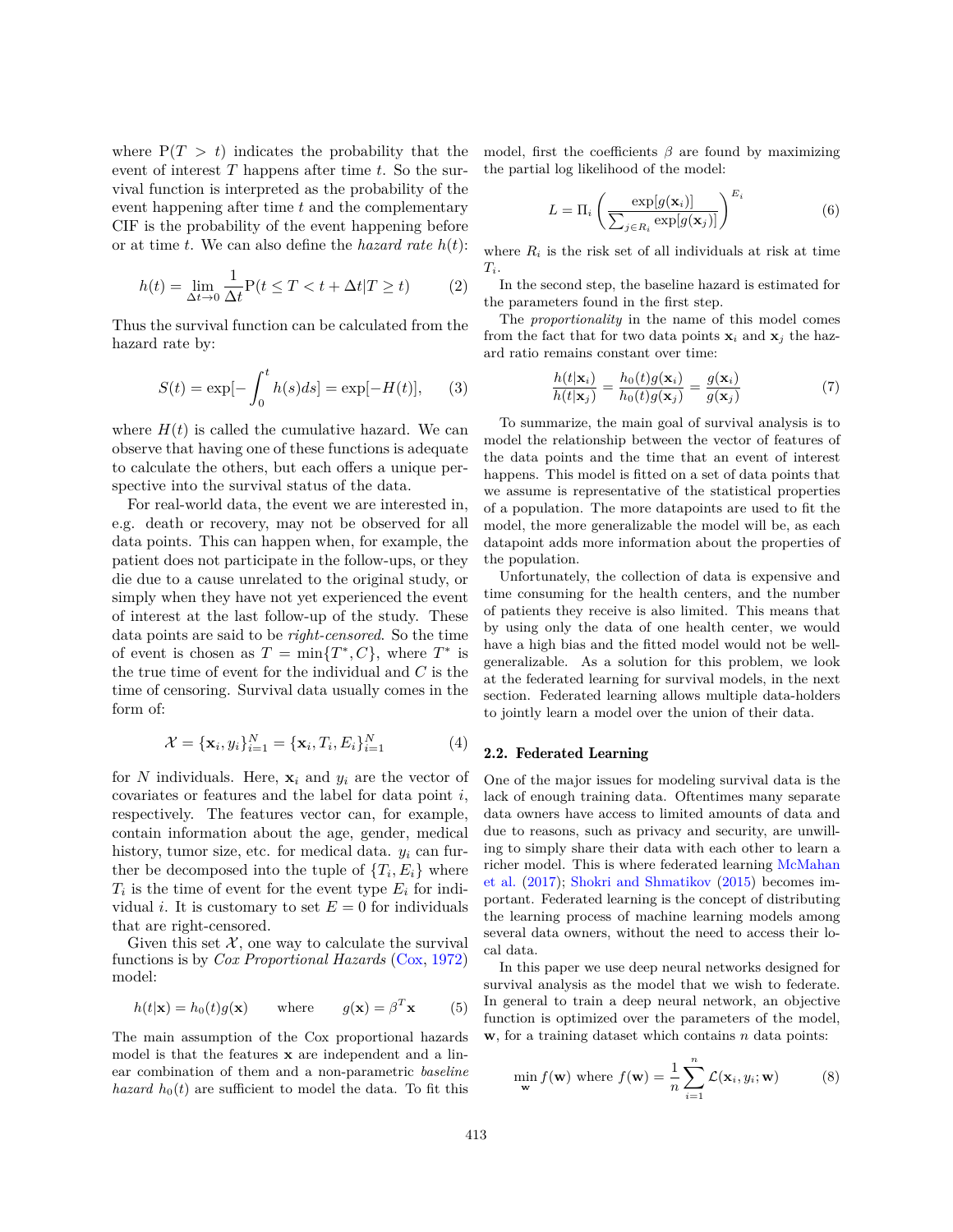where $\mathrm{P}(T > t)$ indicates the probability that the event of interest $T$ happens after time $t$. So the survival function is interpreted as the probability of the event happening after time $t$ and the complementary CIF is the probability of the event happening before or at time $t$. We can also define the *hazard rate* $h(t)$:

$$h(t) = \lim_{\Delta t \to 0} \frac{1}{\Delta t} \mathrm{P}(t \leq T < t + \Delta t | T \geq t) \tag{2}$$

Thus the survival function can be calculated from the hazard rate by:

$$S(t) = \exp[-\int_0^t h(s)ds] = \exp[-H(t)], \tag{3}$$

where $H(t)$ is called the cumulative hazard. We can observe that having one of these functions is adequate to calculate the others, but each offers a unique perspective into the survival status of the data.

For real-world data, the event we are interested in, e.g. death or recovery, may not be observed for all data points. This can happen when, for example, the patient does not participate in the follow-ups, or they die due to a cause unrelated to the original study, or simply when they have not yet experienced the event of interest at the last follow-up of the study. These data points are said to be *right-censored*. So the time of event is chosen as $T = \min\{T^*, C\}$, where $T^*$ is the true time of event for the individual and $C$ is the time of censoring. Survival data usually comes in the form of:

$$\mathcal{X} = \{\mathbf{x}_i, y_i\}_{i=1}^N = \{\mathbf{x}_i, T_i, E_i\}_{i=1}^N \tag{4}$$

for $N$ individuals. Here, $\mathbf{x}_i$ and $y_i$ are the vector of covariates or features and the label for data point $i$, respectively. The features vector can, for example, contain information about the age, gender, medical history, tumor size, etc. for medical data. $y_i$ can further be decomposed into the tuple of $\{T_i, E_i\}$ where $T_i$ is the time of event for the event type $E_i$ for individual $i$. It is customary to set $E = 0$ for individuals that are right-censored.

Given this set $\mathcal{X}$, one way to calculate the survival functions is by *Cox Proportional Hazards* (Cox, 1972) model:

$$h(t|\mathbf{x}) = h_0(t)g(\mathbf{x}) \qquad \text{where} \qquad g(\mathbf{x}) = \beta^T \mathbf{x} \tag{5}$$

The main assumption of the Cox proportional hazards model is that the features $\mathbf{x}$ are independent and a linear combination of them and a non-parametric *baseline hazard* $h_0(t)$ are sufficient to model the data. To fit this model, first the coefficients $\beta$ are found by maximizing the partial log likelihood of the model:

$$L = \Pi_i \left( \frac{\exp[g(\mathbf{x}_i)]}{\sum_{j \in R_i} \exp[g(\mathbf{x}_j)]} \right)^{E_i} \tag{6}$$

where $R_i$ is the risk set of all individuals at risk at time $T_i$.

In the second step, the baseline hazard is estimated for the parameters found in the first step.

The *proportionality* in the name of this model comes from the fact that for two data points $\mathbf{x}_i$ and $\mathbf{x}_j$ the hazard ratio remains constant over time:

$$\frac{h(t|\mathbf{x}_i)}{h(t|\mathbf{x}_j)} = \frac{h_0(t)g(\mathbf{x}_i)}{h_0(t)g(\mathbf{x}_j)} = \frac{g(\mathbf{x}_i)}{g(\mathbf{x}_j)} \tag{7}$$

To summarize, the main goal of survival analysis is to model the relationship between the vector of features of the data points and the time that an event of interest happens. This model is fitted on a set of data points that we assume is representative of the statistical properties of a population. The more datapoints are used to fit the model, the more generalizable the model will be, as each datapoint adds more information about the properties of the population.

Unfortunately, the collection of data is expensive and time consuming for the health centers, and the number of patients they receive is also limited. This means that by using only the data of one health center, we would have a high bias and the fitted model would not be well-generalizable. As a solution for this problem, we look at the federated learning for survival models, in the next section. Federated learning allows multiple data-holders to jointly learn a model over the union of their data.

### 2.2. Federated Learning

One of the major issues for modeling survival data is the lack of enough training data. Oftentimes many separate data owners have access to limited amounts of data and due to reasons, such as privacy and security, are unwilling to simply share their data with each other to learn a richer model. This is where federated learning McMahan et al. (2017); Shokri and Shmatikov (2015) becomes important. Federated learning is the concept of distributing the learning process of machine learning models among several data owners, without the need to access their local data.

In this paper we use deep neural networks designed for survival analysis as the model that we wish to federate. In general to train a deep neural network, an objective function is optimized over the parameters of the model, $\mathbf{w}$, for a training dataset which contains $n$ data points:

$$\min_{\mathbf{w}} f(\mathbf{w}) \text{ where } f(\mathbf{w}) = \frac{1}{n} \sum_{i=1}^{n} \mathcal{L}(\mathbf{x}_i, y_i; \mathbf{w}) \tag{8}$$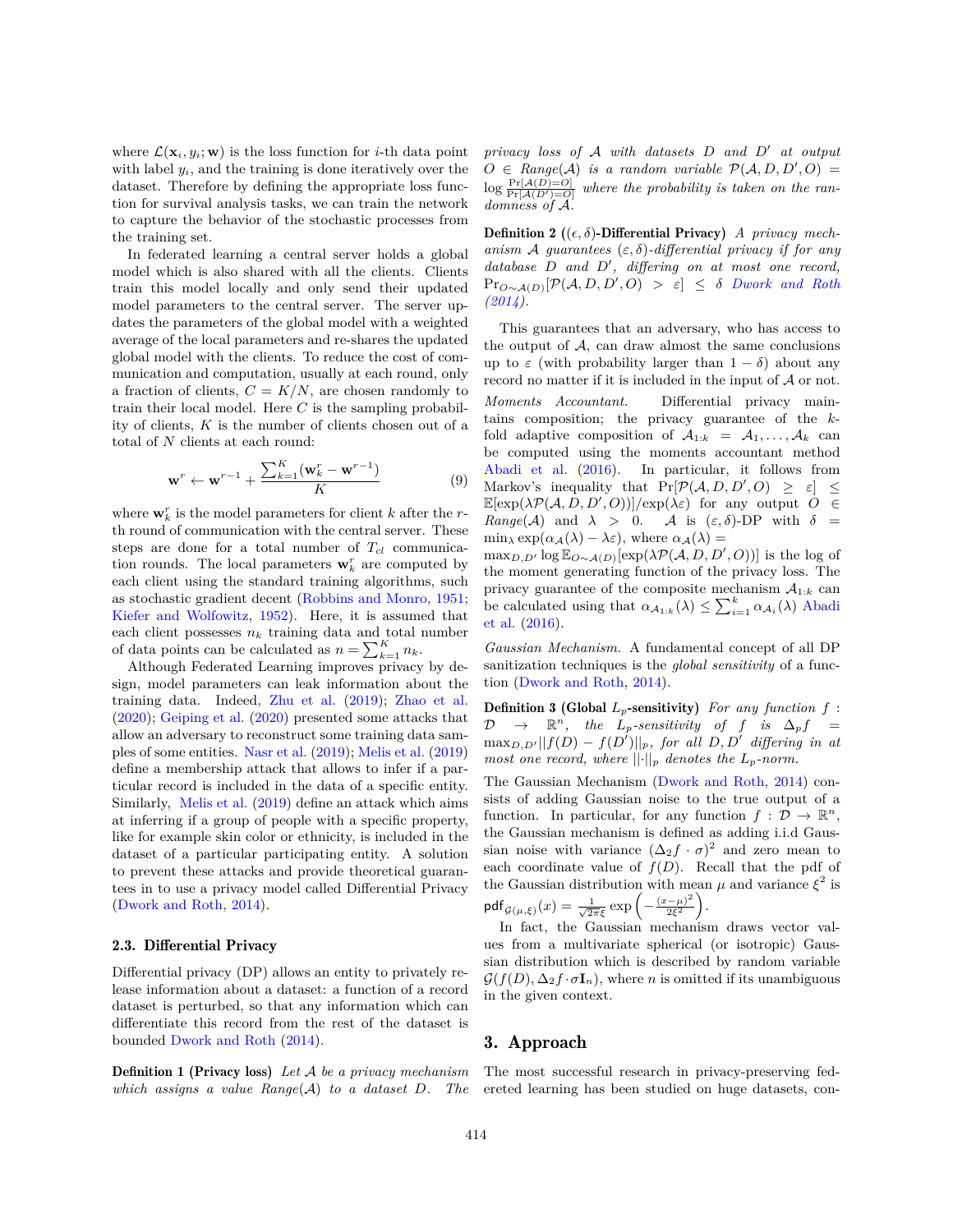where $\mathcal{L}(\mathbf{x}_i, y_i; \mathbf{w})$ is the loss function for $i$-th data point with label $y_i$, and the training is done iteratively over the dataset. Therefore by defining the appropriate loss function for survival analysis tasks, we can train the network to capture the behavior of the stochastic processes from the training set.

In federated learning a central server holds a global model which is also shared with all the clients. Clients train this model locally and only send their updated model parameters to the central server. The server updates the parameters of the global model with a weighted average of the local parameters and re-shares the updated global model with the clients. To reduce the cost of communication and computation, usually at each round, only a fraction of clients, $C = K/N$, are chosen randomly to train their local model. Here $C$ is the sampling probability of clients, $K$ is the number of clients chosen out of a total of $N$ clients at each round:

$$\mathbf{w}^r \leftarrow \mathbf{w}^{r-1} + \frac{\sum_{k=1}^{K}(\mathbf{w}_k^r - \mathbf{w}^{r-1})}{K} \tag{9}$$

where $\mathbf{w}_k^r$ is the model parameters for client $k$ after the $r$-th round of communication with the central server. These steps are done for a total number of $T_{cl}$ communication rounds. The local parameters $\mathbf{w}_k^r$ are computed by each client using the standard training algorithms, such as stochastic gradient decent (Robbins and Monro, 1951; Kiefer and Wolfowitz, 1952). Here, it is assumed that each client possesses $n_k$ training data and total number of data points can be calculated as $n = \sum_{k=1}^{K} n_k$.

Although Federated Learning improves privacy by design, model parameters can leak information about the training data. Indeed, Zhu et al. (2019); Zhao et al. (2020); Geiping et al. (2020) presented some attacks that allow an adversary to reconstruct some training data samples of some entities. Nasr et al. (2019); Melis et al. (2019) define a membership attack that allows to infer if a particular record is included in the data of a specific entity. Similarly, Melis et al. (2019) define an attack which aims at inferring if a group of people with a specific property, like for example skin color or ethnicity, is included in the dataset of a particular participating entity. A solution to prevent these attacks and provide theoretical guarantees in to use a privacy model called Differential Privacy (Dwork and Roth, 2014).

### 2.3. Differential Privacy

Differential privacy (DP) allows an entity to privately release information about a dataset: a function of a record dataset is perturbed, so that any information which can differentiate this record from the rest of the dataset is bounded Dwork and Roth (2014).

**Definition 1 (Privacy loss)** *Let $\mathcal{A}$ be a privacy mechanism which assigns a value Range($\mathcal{A}$) to a dataset $D$. The privacy loss of $\mathcal{A}$ with datasets $D$ and $D'$ at output $O \in$ Range($\mathcal{A}$) is a random variable $\mathcal{P}(\mathcal{A}, D, D', O) = \log \frac{\Pr[\mathcal{A}(D)=O]}{\Pr[\mathcal{A}(D')=O]}$ where the probability is taken on the randomness of $\mathcal{A}$.*

**Definition 2 ($(\epsilon, \delta)$-Differential Privacy)** *A privacy mechanism $\mathcal{A}$ guarantees $(\varepsilon, \delta)$-differential privacy if for any database $D$ and $D'$, differing on at most one record, $\Pr_{O\sim\mathcal{A}(D)}[\mathcal{P}(\mathcal{A}, D, D', O) > \varepsilon] \le \delta$ Dwork and Roth (2014).*

This guarantees that an adversary, who has access to the output of $\mathcal{A}$, can draw almost the same conclusions up to $\varepsilon$ (with probability larger than $1 - \delta$) about any record no matter if it is included in the input of $\mathcal{A}$ or not.

*Moments Accountant.* Differential privacy maintains composition; the privacy guarantee of the $k$-fold adaptive composition of $\mathcal{A}_{1:k} = \mathcal{A}_1, \ldots, \mathcal{A}_k$ can be computed using the moments accountant method Abadi et al. (2016). In particular, it follows from Markov's inequality that $\Pr[\mathcal{P}(\mathcal{A}, D, D', O) \ge \varepsilon] \le \mathbb{E}[\exp(\lambda\mathcal{P}(\mathcal{A}, D, D', O))]/\exp(\lambda\varepsilon)$ for any output $O \in$ *Range*($\mathcal{A}$) and $\lambda > 0$. $\mathcal{A}$ is $(\varepsilon, \delta)$-DP with $\delta = \min_\lambda \exp(\alpha_{\mathcal{A}}(\lambda) - \lambda\varepsilon)$, where $\alpha_{\mathcal{A}}(\lambda) = \max_{D,D'} \log \mathbb{E}_{O\sim\mathcal{A}(D)}[\exp(\lambda\mathcal{P}(\mathcal{A}, D, D', O))]$ is the log of the moment generating function of the privacy loss. The privacy guarantee of the composite mechanism $\mathcal{A}_{1:k}$ can be calculated using that $\alpha_{\mathcal{A}_{1:k}}(\lambda) \le \sum_{i=1}^{k} \alpha_{\mathcal{A}_i}(\lambda)$ Abadi et al. (2016).

*Gaussian Mechanism.* A fundamental concept of all DP sanitization techniques is the *global sensitivity* of a function (Dwork and Roth, 2014).

**Definition 3 (Global $L_p$-sensitivity)** *For any function $f : \mathcal{D} \to \mathbb{R}^n$, the $L_p$-sensitivity of $f$ is $\Delta_p f = \max_{D,D'} ||f(D) - f(D')||_p$, for all $D, D'$ differing in at most one record, where $||\cdot||_p$ denotes the $L_p$-norm.*

The Gaussian Mechanism (Dwork and Roth, 2014) consists of adding Gaussian noise to the true output of a function. In particular, for any function $f : \mathcal{D} \to \mathbb{R}^n$, the Gaussian mechanism is defined as adding i.i.d Gaussian noise with variance $(\Delta_2 f \cdot \sigma)^2$ and zero mean to each coordinate value of $f(D)$. Recall that the pdf of the Gaussian distribution with mean $\mu$ and variance $\xi^2$ is $\mathsf{pdf}_{\mathcal{G}(\mu,\xi)}(x) = \frac{1}{\sqrt{2\pi}\xi} \exp\left(-\frac{(x-\mu)^2}{2\xi^2}\right)$.

In fact, the Gaussian mechanism draws vector values from a multivariate spherical (or isotropic) Gaussian distribution which is described by random variable $\mathcal{G}(f(D), \Delta_2 f \cdot \sigma \mathbf{I}_n)$, where $n$ is omitted if its unambiguous in the given context.

## 3. Approach

The most successful research in privacy-preserving federeted learning has been studied on huge datasets, con-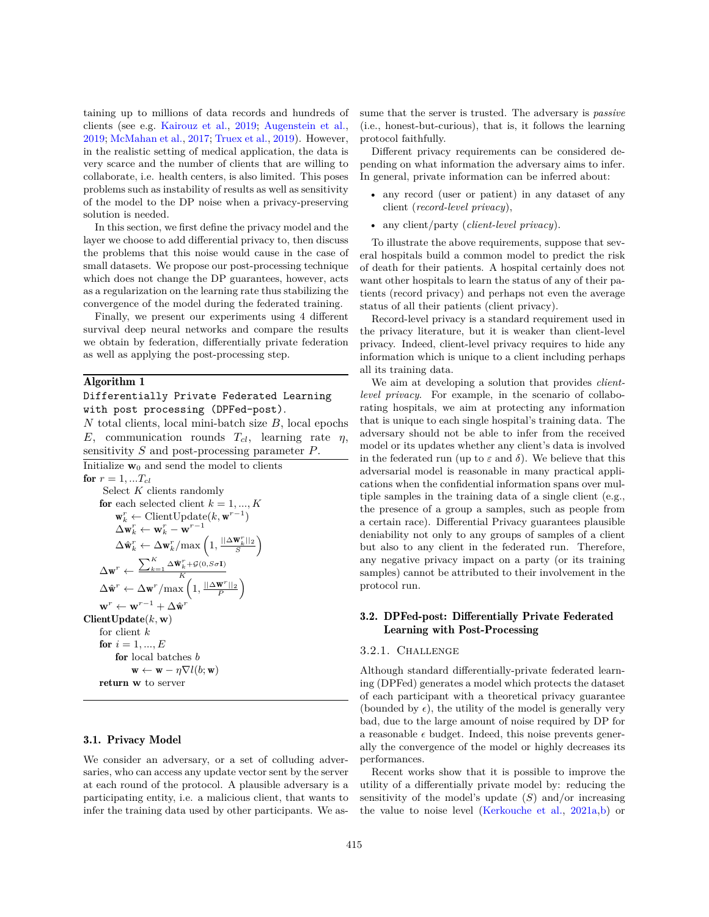taining up to millions of data records and hundreds of clients (see e.g. Kairouz et al., 2019; Augenstein et al., 2019; McMahan et al., 2017; Truex et al., 2019). However, in the realistic setting of medical application, the data is very scarce and the number of clients that are willing to collaborate, i.e. health centers, is also limited. This poses problems such as instability of results as well as sensitivity of the model to the DP noise when a privacy-preserving solution is needed.

In this section, we first define the privacy model and the layer we choose to add differential privacy to, then discuss the problems that this noise would cause in the case of small datasets. We propose our post-processing technique which does not change the DP guarantees, however, acts as a regularization on the learning rate thus stabilizing the convergence of the model during the federated training.

Finally, we present our experiments using 4 different survival deep neural networks and compare the results we obtain by federation, differentially private federation as well as applying the post-processing step.

---

**Algorithm 1**

`Differentially Private Federated Learning with post processing (DPFed-post).`

$N$ total clients, local mini-batch size $B$, local epochs $E$, communication rounds $T_{cl}$, learning rate $\eta$, sensitivity $S$ and post-processing parameter $P$.

---

Initialize $\mathbf{w}_0$ and send the model to clients

**for** $r = 1, ...T_{cl}$

  Select $K$ clients randomly

  **for** each selected client $k = 1, ..., K$

    $\mathbf{w}_k^r \leftarrow \text{ClientUpdate}(k, \mathbf{w}^{r-1})$

    $\Delta\mathbf{w}_k^r \leftarrow \mathbf{w}_k^r - \mathbf{w}^{r-1}$

    $\Delta\hat{\mathbf{w}}_k^r \leftarrow \Delta\mathbf{w}_k^r / \max\left(1, \frac{||\Delta\mathbf{W}_k^r||_2}{S}\right)$

  $\Delta\mathbf{w}^r \leftarrow \frac{\sum_{k=1}^{K} \Delta\hat{\mathbf{w}}_k^r + \mathcal{G}(0, S\sigma\mathbf{I})}{K}$

  $\Delta\hat{\mathbf{w}}^r \leftarrow \Delta\mathbf{w}^r / \max\left(1, \frac{||\Delta\mathbf{W}^r||_2}{P}\right)$

  $\mathbf{w}^r \leftarrow \mathbf{w}^{r-1} + \Delta\hat{\mathbf{w}}^r$

**ClientUpdate**$(k, \mathbf{w})$

  for client $k$

  **for** $i = 1, ..., E$

    **for** local batches $b$

      $\mathbf{w} \leftarrow \mathbf{w} - \eta\nabla l(b; \mathbf{w})$

  **return** $\mathbf{w}$ to server

---

### 3.1. Privacy Model

We consider an adversary, or a set of colluding adversaries, who can access any update vector sent by the server at each round of the protocol. A plausible adversary is a participating entity, i.e. a malicious client, that wants to infer the training data used by other participants. We assume that the server is trusted. The adversary is *passive* (i.e., honest-but-curious), that is, it follows the learning protocol faithfully.

Different privacy requirements can be considered depending on what information the adversary aims to infer. In general, private information can be inferred about:

- any record (user or patient) in any dataset of any client (*record-level privacy*),
- any client/party (*client-level privacy*).

To illustrate the above requirements, suppose that several hospitals build a common model to predict the risk of death for their patients. A hospital certainly does not want other hospitals to learn the status of any of their patients (record privacy) and perhaps not even the average status of all their patients (client privacy).

Record-level privacy is a standard requirement used in the privacy literature, but it is weaker than client-level privacy. Indeed, client-level privacy requires to hide any information which is unique to a client including perhaps all its training data.

We aim at developing a solution that provides *client-level privacy*. For example, in the scenario of collaborating hospitals, we aim at protecting any information that is unique to each single hospital's training data. The adversary should not be able to infer from the received model or its updates whether any client's data is involved in the federated run (up to $\varepsilon$ and $\delta$). We believe that this adversarial model is reasonable in many practical applications when the confidential information spans over multiple samples in the training data of a single client (e.g., the presence of a group a samples, such as people from a certain race). Differential Privacy guarantees plausible deniability not only to any groups of samples of a client but also to any client in the federated run. Therefore, any negative privacy impact on a party (or its training samples) cannot be attributed to their involvement in the protocol run.

### 3.2. DPFed-post: Differentially Private Federated Learning with Post-Processing

#### 3.2.1. Challenge

Although standard differentially-private federated learning (DPFed) generates a model which protects the dataset of each participant with a theoretical privacy guarantee (bounded by $\epsilon$), the utility of the model is generally very bad, due to the large amount of noise required by DP for a reasonable $\epsilon$ budget. Indeed, this noise prevents generally the convergence of the model or highly decreases its performances.

Recent works show that it is possible to improve the utility of a differentially private model by: reducing the sensitivity of the model's update ($S$) and/or increasing the value to noise level (Kerkouche et al., 2021a,b) or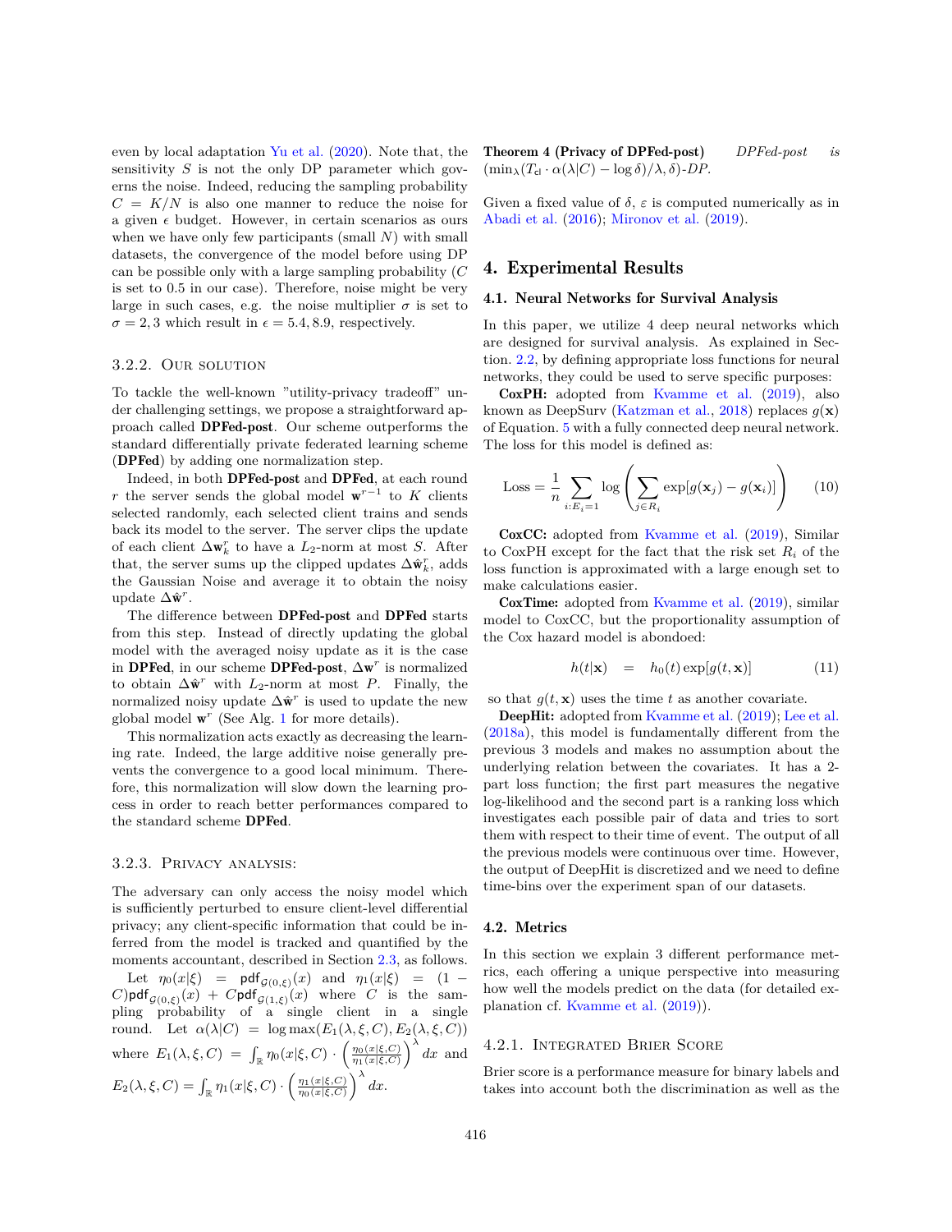even by local adaptation Yu et al. (2020). Note that, the sensitivity $S$ is not the only DP parameter which governs the noise. Indeed, reducing the sampling probability $C = K/N$ is also one manner to reduce the noise for a given $\epsilon$ budget. However, in certain scenarios as ours when we have only few participants (small $N$) with small datasets, the convergence of the model before using DP can be possible only with a large sampling probability ($C$ is set to 0.5 in our case). Therefore, noise might be very large in such cases, e.g. the noise multiplier $\sigma$ is set to $\sigma = 2, 3$ which result in $\epsilon = 5.4, 8.9$, respectively.

### 3.2.2. Our solution

To tackle the well-known "utility-privacy tradeoff" under challenging settings, we propose a straightforward approach called **DPFed-post**. Our scheme outperforms the standard differentially private federated learning scheme (**DPFed**) by adding one normalization step.

Indeed, in both **DPFed-post** and **DPFed**, at each round $r$ the server sends the global model $\mathbf{w}^{r-1}$ to $K$ clients selected randomly, each selected client trains and sends back its model to the server. The server clips the update of each client $\Delta \mathbf{w}_k^r$ to have a $L_2$-norm at most $S$. After that, the server sums up the clipped updates $\Delta \hat{\mathbf{w}}_k^r$, adds the Gaussian Noise and average it to obtain the noisy update $\Delta \hat{\mathbf{w}}^r$.

The difference between **DPFed-post** and **DPFed** starts from this step. Instead of directly updating the global model with the averaged noisy update as it is the case in **DPFed**, in our scheme **DPFed-post**, $\Delta \mathbf{w}^r$ is normalized to obtain $\Delta \hat{\mathbf{w}}^r$ with $L_2$-norm at most $P$. Finally, the normalized noisy update $\Delta \hat{\mathbf{w}}^r$ is used to update the new global model $\mathbf{w}^r$ (See Alg. 1 for more details).

This normalization acts exactly as decreasing the learning rate. Indeed, the large additive noise generally prevents the convergence to a good local minimum. Therefore, this normalization will slow down the learning process in order to reach better performances compared to the standard scheme **DPFed**.

### 3.2.3. Privacy analysis:

The adversary can only access the noisy model which is sufficiently perturbed to ensure client-level differential privacy; any client-specific information that could be inferred from the model is tracked and quantified by the moments accountant, described in Section 2.3, as follows.

Let $\eta_0(x|\xi) = \mathsf{pdf}_{\mathcal{G}(0,\xi)}(x)$ and $\eta_1(x|\xi) = (1 - C)\mathsf{pdf}_{\mathcal{G}(0,\xi)}(x) + C\mathsf{pdf}_{\mathcal{G}(1,\xi)}(x)$ where $C$ is the sampling probability of a single client in a single round. Let $\alpha(\lambda|C) = \log \max(E_1(\lambda, \xi, C), E_2(\lambda, \xi, C))$ where $E_1(\lambda, \xi, C) = \int_{\mathbb{R}} \eta_0(x|\xi, C) \cdot \left(\frac{\eta_0(x|\xi,C)}{\eta_1(x|\xi,C)}\right)^{\lambda} dx$ and $E_2(\lambda, \xi, C) = \int_{\mathbb{R}} \eta_1(x|\xi, C) \cdot \left(\frac{\eta_1(x|\xi,C)}{\eta_0(x|\xi,C)}\right)^{\lambda} dx$.

**Theorem 4 (Privacy of DPFed-post)** *DPFed-post is* $(\min_\lambda (T_{\mathsf{cl}} \cdot \alpha(\lambda|C) - \log \delta)/\lambda, \delta)$*-DP.*

Given a fixed value of $\delta$, $\varepsilon$ is computed numerically as in Abadi et al. (2016); Mironov et al. (2019).

## 4. Experimental Results

### 4.1. Neural Networks for Survival Analysis

In this paper, we utilize 4 deep neural networks which are designed for survival analysis. As explained in Section. 2.2, by defining appropriate loss functions for neural networks, they could be used to serve specific purposes:

**CoxPH:** adopted from Kvamme et al. (2019), also known as DeepSurv (Katzman et al., 2018) replaces $g(\mathbf{x})$ of Equation. 5 with a fully connected deep neural network. The loss for this model is defined as:

$$\text{Loss} = \frac{1}{n} \sum_{i:E_i=1} \log \left( \sum_{j \in R_i} \exp[g(\mathbf{x}_j) - g(\mathbf{x}_i)] \right) \tag{10}$$

**CoxCC:** adopted from Kvamme et al. (2019), Similar to CoxPH except for the fact that the risk set $R_i$ of the loss function is approximated with a large enough set to make calculations easier.

**CoxTime:** adopted from Kvamme et al. (2019), similar model to CoxCC, but the proportionality assumption of the Cox hazard model is abondoed:

$$h(t|\mathbf{x}) \quad = \quad h_0(t) \exp[g(t, \mathbf{x})] \tag{11}$$

so that $g(t, \mathbf{x})$ uses the time $t$ as another covariate.

**DeepHit:** adopted from Kvamme et al. (2019); Lee et al. (2018a), this model is fundamentally different from the previous 3 models and makes no assumption about the underlying relation between the covariates. It has a 2-part loss function; the first part measures the negative log-likelihood and the second part is a ranking loss which investigates each possible pair of data and tries to sort them with respect to their time of event. The output of all the previous models were continuous over time. However, the output of DeepHit is discretized and we need to define time-bins over the experiment span of our datasets.

### 4.2. Metrics

In this section we explain 3 different performance metrics, each offering a unique perspective into measuring how well the models predict on the data (for detailed explanation cf. Kvamme et al. (2019)).

### 4.2.1. Integrated Brier Score

Brier score is a performance measure for binary labels and takes into account both the discrimination as well as the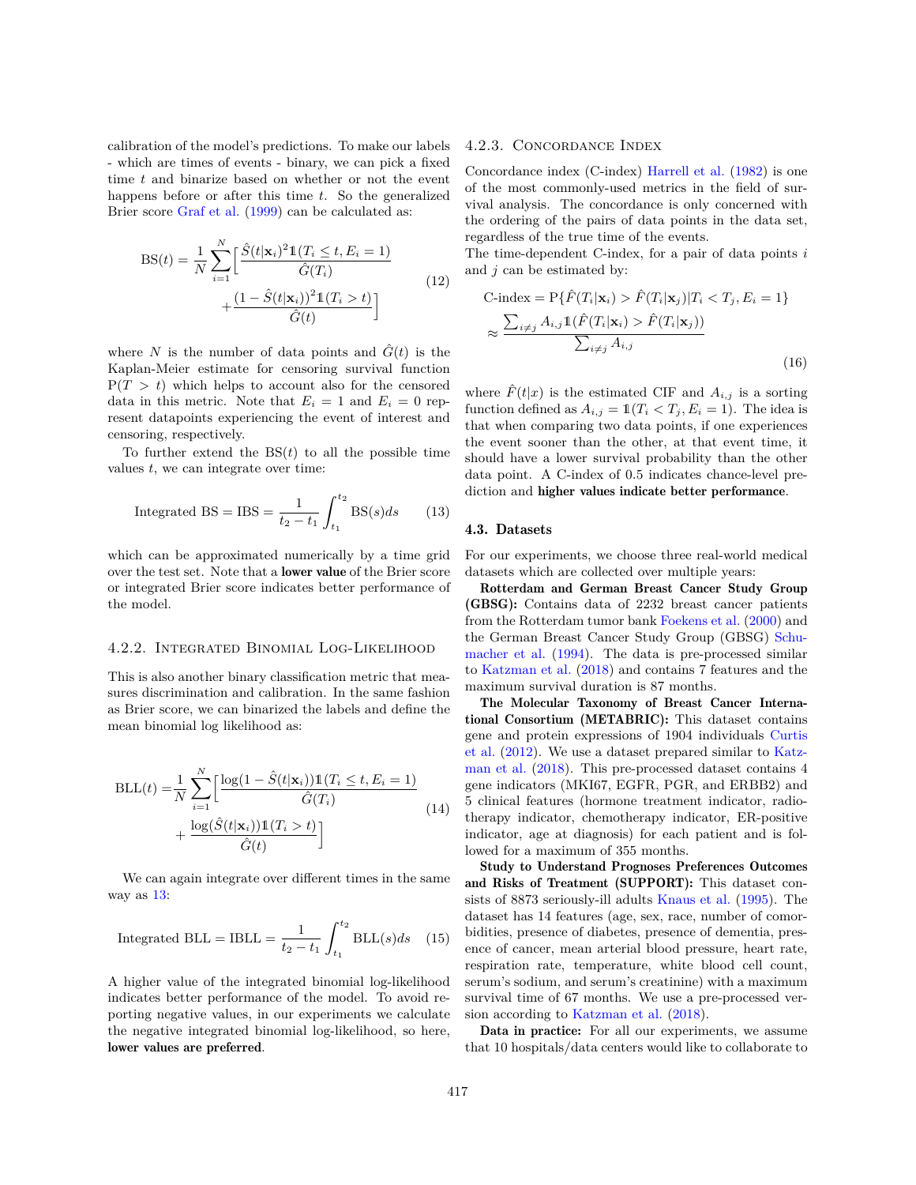calibration of the model's predictions. To make our labels - which are times of events - binary, we can pick a fixed time $t$ and binarize based on whether or not the event happens before or after this time $t$. So the generalized Brier score Graf et al. (1999) can be calculated as:

$$
\begin{aligned}
\mathrm{BS}(t) = \frac{1}{N}\sum_{i=1}^{N}\Big[&\frac{\hat{S}(t|\mathbf{x}_i)^2 \mathbb{1}(T_i \leq t, E_i = 1)}{\hat{G}(T_i)} \\
&+ \frac{(1-\hat{S}(t|\mathbf{x}_i))^2 \mathbb{1}(T_i > t)}{\hat{G}(t)}\Big]
\end{aligned}
\tag{12}
$$

where $N$ is the number of data points and $\hat{G}(t)$ is the Kaplan-Meier estimate for censoring survival function $\mathrm{P}(T > t)$ which helps to account also for the censored data in this metric. Note that $E_i = 1$ and $E_i = 0$ represent datapoints experiencing the event of interest and censoring, respectively.

To further extend the $\mathrm{BS}(t)$ to all the possible time values $t$, we can integrate over time:

$$
\text{Integrated BS} = \text{IBS} = \frac{1}{t_2 - t_1}\int_{t_1}^{t_2} \mathrm{BS}(s)ds \tag{13}
$$

which can be approximated numerically by a time grid over the test set. Note that a **lower value** of the Brier score or integrated Brier score indicates better performance of the model.

#### 4.2.2. Integrated Binomial Log-Likelihood

This is also another binary classification metric that measures discrimination and calibration. In the same fashion as Brier score, we can binarized the labels and define the mean binomial log likelihood as:

$$
\begin{aligned}
\mathrm{BLL}(t) = &\frac{1}{N}\sum_{i=1}^{N}\Big[\frac{\log(1-\hat{S}(t|\mathbf{x}_i))\mathbb{1}(T_i \leq t, E_i = 1)}{\hat{G}(T_i)} \\
&+ \frac{\log(\hat{S}(t|\mathbf{x}_i))\mathbb{1}(T_i > t)}{\hat{G}(t)}\Big]
\end{aligned}
\tag{14}
$$

We can again integrate over different times in the same way as 13:

$$
\text{Integrated BLL} = \text{IBLL} = \frac{1}{t_2 - t_1}\int_{t_1}^{t_2} \mathrm{BLL}(s)ds \tag{15}
$$

A higher value of the integrated binomial log-likelihood indicates better performance of the model. To avoid reporting negative values, in our experiments we calculate the negative integrated binomial log-likelihood, so here, **lower values are preferred**.

#### 4.2.3. Concordance Index

Concordance index (C-index) Harrell et al. (1982) is one of the most commonly-used metrics in the field of survival analysis. The concordance is only concerned with the ordering of the pairs of data points in the data set, regardless of the true time of the events.

The time-dependent C-index, for a pair of data points $i$ and $j$ can be estimated by:

$$
\begin{aligned}
&\text{C-index} = \mathrm{P}\{\hat{F}(T_i|\mathbf{x}_i) > \hat{F}(T_i|\mathbf{x}_j) | T_i < T_j, E_i = 1\} \\
&\approx \frac{\sum_{i \neq j} A_{i,j}\mathbb{1}(\hat{F}(T_i|\mathbf{x}_i) > \hat{F}(T_i|\mathbf{x}_j))}{\sum_{i \neq j} A_{i,j}}
\end{aligned}
\tag{16}
$$

where $\hat{F}(t|x)$ is the estimated CIF and $A_{i,j}$ is a sorting function defined as $A_{i,j} = \mathbb{1}(T_i < T_j, E_i = 1)$. The idea is that when comparing two data points, if one experiences the event sooner than the other, at that event time, it should have a lower survival probability than the other data point. A C-index of 0.5 indicates chance-level prediction and **higher values indicate better performance**.

### 4.3. Datasets

For our experiments, we choose three real-world medical datasets which are collected over multiple years:

**Rotterdam and German Breast Cancer Study Group (GBSG):** Contains data of 2232 breast cancer patients from the Rotterdam tumor bank Foekens et al. (2000) and the German Breast Cancer Study Group (GBSG) Schumacher et al. (1994). The data is pre-processed similar to Katzman et al. (2018) and contains 7 features and the maximum survival duration is 87 months.

**The Molecular Taxonomy of Breast Cancer International Consortium (METABRIC):** This dataset contains gene and protein expressions of 1904 individuals Curtis et al. (2012). We use a dataset prepared similar to Katzman et al. (2018). This pre-processed dataset contains 4 gene indicators (MKI67, EGFR, PGR, and ERBB2) and 5 clinical features (hormone treatment indicator, radiotherapy indicator, chemotherapy indicator, ER-positive indicator, age at diagnosis) for each patient and is followed for a maximum of 355 months.

**Study to Understand Prognoses Preferences Outcomes and Risks of Treatment (SUPPORT):** This dataset consists of 8873 seriously-ill adults Knaus et al. (1995). The dataset has 14 features (age, sex, race, number of comorbidities, presence of diabetes, presence of dementia, presence of cancer, mean arterial blood pressure, heart rate, respiration rate, temperature, white blood cell count, serum's sodium, and serum's creatinine) with a maximum survival time of 67 months. We use a pre-processed version according to Katzman et al. (2018).

**Data in practice:** For all our experiments, we assume that 10 hospitals/data centers would like to collaborate to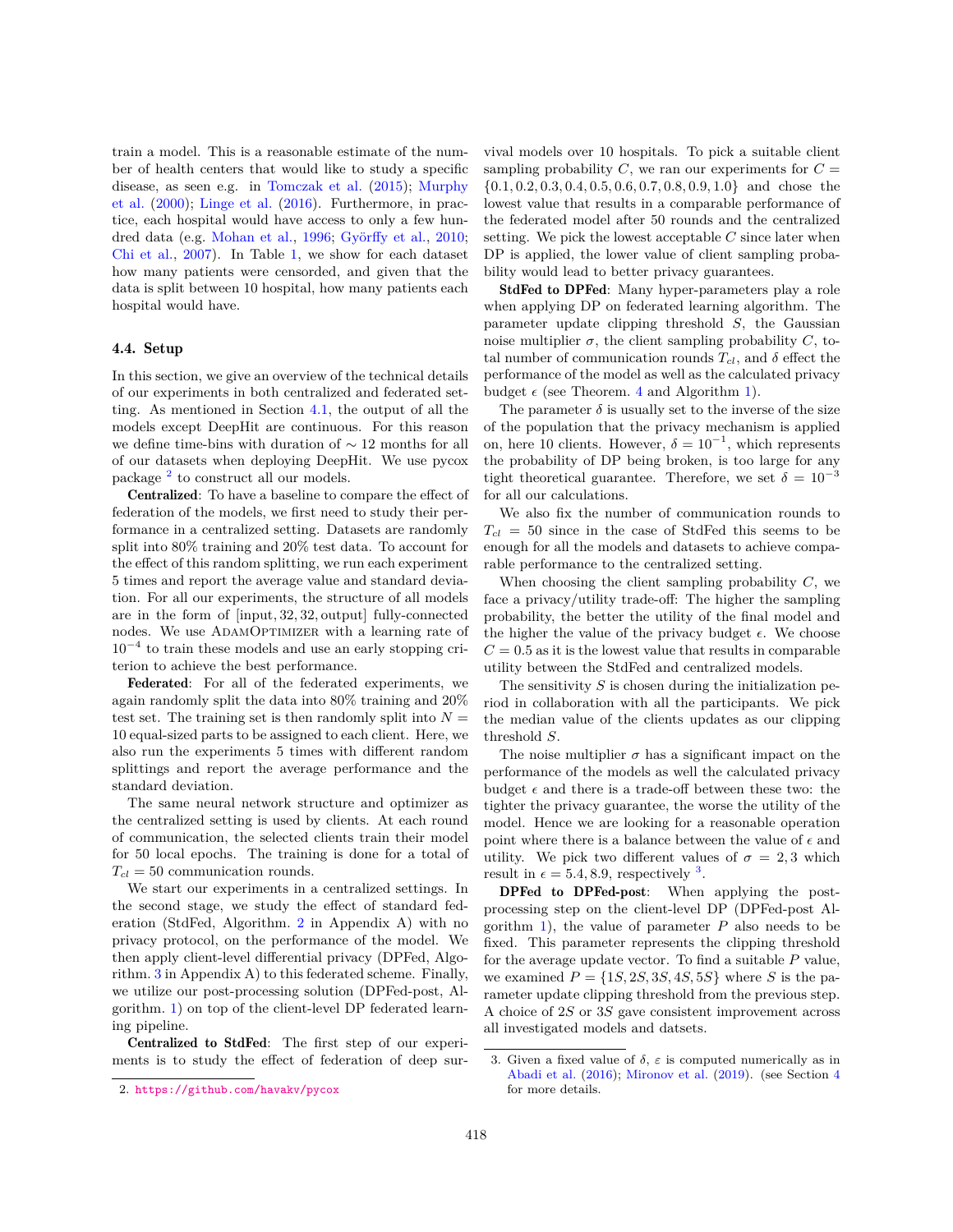train a model. This is a reasonable estimate of the number of health centers that would like to study a specific disease, as seen e.g. in Tomczak et al. (2015); Murphy et al. (2000); Linge et al. (2016). Furthermore, in practice, each hospital would have access to only a few hundred data (e.g. Mohan et al., 1996; Györffy et al., 2010; Chi et al., 2007). In Table 1, we show for each dataset how many patients were censorded, and given that the data is split between 10 hospital, how many patients each hospital would have.

### 4.4. Setup

In this section, we give an overview of the technical details of our experiments in both centralized and federated setting. As mentioned in Section 4.1, the output of all the models except DeepHit are continuous. For this reason we define time-bins with duration of $\sim 12$ months for all of our datasets when deploying DeepHit. We use pycox package [2] to construct all our models.

**Centralized**: To have a baseline to compare the effect of federation of the models, we first need to study their performance in a centralized setting. Datasets are randomly split into 80% training and 20% test data. To account for the effect of this random splitting, we run each experiment 5 times and report the average value and standard deviation. For all our experiments, the structure of all models are in the form of [input, 32, 32, output] fully-connected nodes. We use AdamOptimizer with a learning rate of $10^{-4}$ to train these models and use an early stopping criterion to achieve the best performance.

**Federated**: For all of the federated experiments, we again randomly split the data into 80% training and 20% test set. The training set is then randomly split into $N = 10$ equal-sized parts to be assigned to each client. Here, we also run the experiments 5 times with different random splittings and report the average performance and the standard deviation.

The same neural network structure and optimizer as the centralized setting is used by clients. At each round of communication, the selected clients train their model for 50 local epochs. The training is done for a total of $T_{cl} = 50$ communication rounds.

We start our experiments in a centralized settings. In the second stage, we study the effect of standard federation (StdFed, Algorithm. 2 in Appendix A) with no privacy protocol, on the performance of the model. We then apply client-level differential privacy (DPFed, Algorithm. 3 in Appendix A) to this federated scheme. Finally, we utilize our post-processing solution (DPFed-post, Algorithm. 1) on top of the client-level DP federated learning pipeline.

**Centralized to StdFed**: The first step of our experiments is to study the effect of federation of deep survival models over 10 hospitals. To pick a suitable client sampling probability $C$, we ran our experiments for $C = \{0.1, 0.2, 0.3, 0.4, 0.5, 0.6, 0.7, 0.8, 0.9, 1.0\}$ and chose the lowest value that results in a comparable performance of the federated model after 50 rounds and the centralized setting. We pick the lowest acceptable $C$ since later when DP is applied, the lower value of client sampling probability would lead to better privacy guarantees.

**StdFed to DPFed**: Many hyper-parameters play a role when applying DP on federated learning algorithm. The parameter update clipping threshold $S$, the Gaussian noise multiplier $\sigma$, the client sampling probability $C$, total number of communication rounds $T_{cl}$, and $\delta$ effect the performance of the model as well as the calculated privacy budget $\epsilon$ (see Theorem. 4 and Algorithm 1).

The parameter $\delta$ is usually set to the inverse of the size of the population that the privacy mechanism is applied on, here 10 clients. However, $\delta = 10^{-1}$, which represents the probability of DP being broken, is too large for any tight theoretical guarantee. Therefore, we set $\delta = 10^{-3}$ for all our calculations.

We also fix the number of communication rounds to $T_{cl} = 50$ since in the case of StdFed this seems to be enough for all the models and datasets to achieve comparable performance to the centralized setting.

When choosing the client sampling probability $C$, we face a privacy/utility trade-off: The higher the sampling probability, the better the utility of the final model and the higher the value of the privacy budget $\epsilon$. We choose $C = 0.5$ as it is the lowest value that results in comparable utility between the StdFed and centralized models.

The sensitivity $S$ is chosen during the initialization period in collaboration with all the participants. We pick the median value of the clients updates as our clipping threshold $S$.

The noise multiplier $\sigma$ has a significant impact on the performance of the models as well the calculated privacy budget $\epsilon$ and there is a trade-off between these two: the tighter the privacy guarantee, the worse the utility of the model. Hence we are looking for a reasonable operation point where there is a balance between the value of $\epsilon$ and utility. We pick two different values of $\sigma = 2, 3$ which result in $\epsilon = 5.4, 8.9$, respectively [3].

**DPFed to DPFed-post**: When applying the post-processing step on the client-level DP (DPFed-post Algorithm 1), the value of parameter $P$ also needs to be fixed. This parameter represents the clipping threshold for the average update vector. To find a suitable $P$ value, we examined $P = \{1S, 2S, 3S, 4S, 5S\}$ where $S$ is the parameter update clipping threshold from the previous step. A choice of $2S$ or $3S$ gave consistent improvement across all investigated models and datsets.

2. https://github.com/havakv/pycox

3. Given a fixed value of $\delta$, $\varepsilon$ is computed numerically as in Abadi et al. (2016); Mironov et al. (2019). (see Section 4 for more details.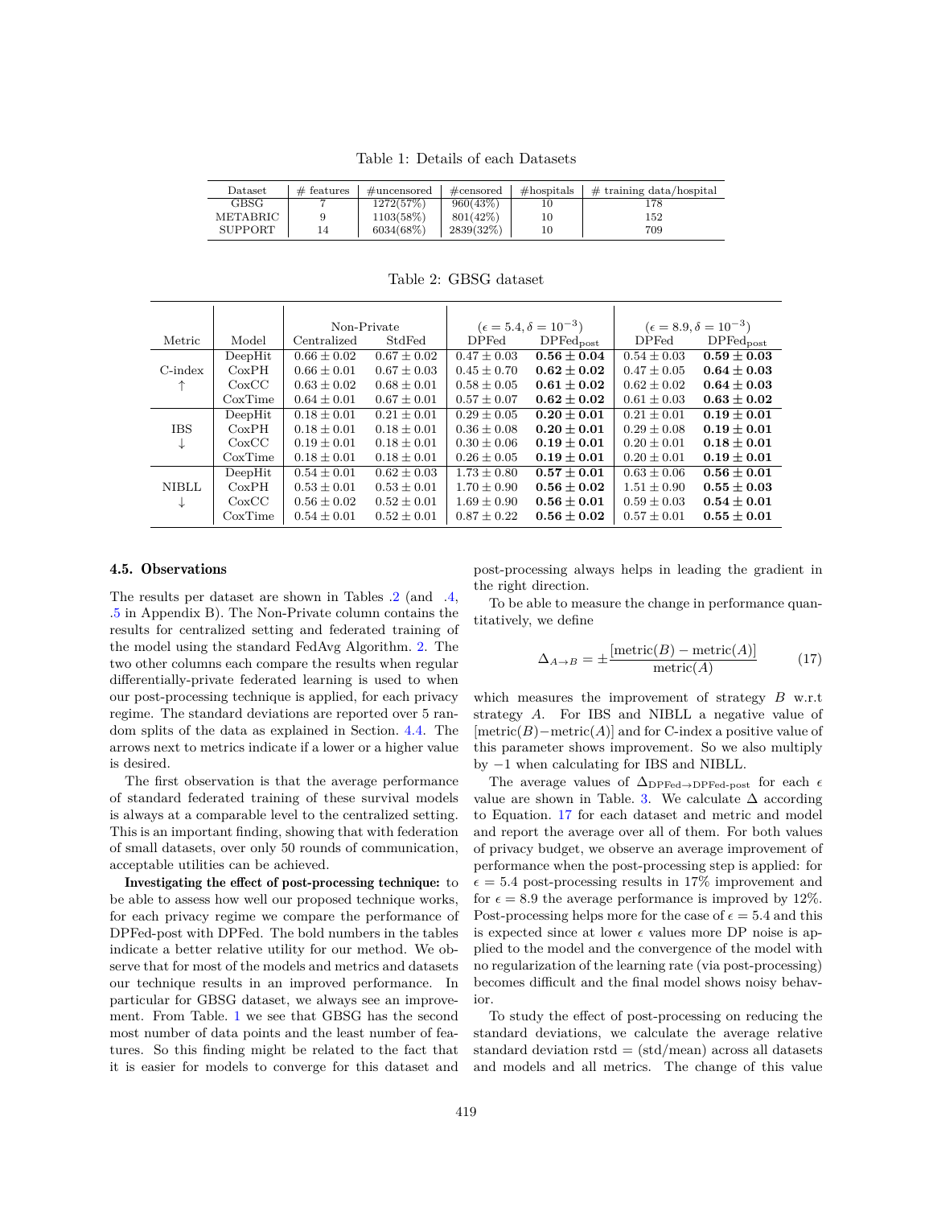Table 1: Details of each Datasets

| Dataset | # features | #uncensored | #censored | #hospitals | # training data/hospital |
|---|---|---|---|---|---|
| GBSG | 7 | 1272(57%) | 960(43%) | 10 | 178 |
| METABRIC | 9 | 1103(58%) | 801(42%) | 10 | 152 |
| SUPPORT | 14 | 6034(68%) | 2839(32%) | 10 | 709 |

Table 2: GBSG dataset

| | | Non-Private | | ($\epsilon = 5.4, \delta = 10^{-3}$) | | ($\epsilon = 8.9, \delta = 10^{-3}$) | |
|---|---|---|---|---|---|---|---|
| Metric | Model | Centralized | StdFed | DPFed | DPFed$_{\text{post}}$ | DPFed | DPFed$_{\text{post}}$ |
| C-index ↑ | DeepHit | $0.66 \pm 0.02$ | $0.67 \pm 0.02$ | $0.47 \pm 0.03$ | $\mathbf{0.56 \pm 0.04}$ | $0.54 \pm 0.03$ | $\mathbf{0.59 \pm 0.03}$ |
| | CoxPH | $0.66 \pm 0.01$ | $0.67 \pm 0.03$ | $0.45 \pm 0.70$ | $\mathbf{0.62 \pm 0.02}$ | $0.47 \pm 0.05$ | $\mathbf{0.64 \pm 0.03}$ |
| | CoxCC | $0.63 \pm 0.02$ | $0.68 \pm 0.01$ | $0.58 \pm 0.05$ | $\mathbf{0.61 \pm 0.02}$ | $0.62 \pm 0.02$ | $\mathbf{0.64 \pm 0.03}$ |
| | CoxTime | $0.64 \pm 0.01$ | $0.67 \pm 0.01$ | $0.57 \pm 0.07$ | $\mathbf{0.62 \pm 0.02}$ | $0.61 \pm 0.03$ | $\mathbf{0.63 \pm 0.02}$ |
| IBS ↓ | DeepHit | $0.18 \pm 0.01$ | $0.21 \pm 0.01$ | $0.29 \pm 0.05$ | $\mathbf{0.20 \pm 0.01}$ | $0.21 \pm 0.01$ | $\mathbf{0.19 \pm 0.01}$ |
| | CoxPH | $0.18 \pm 0.01$ | $0.18 \pm 0.01$ | $0.36 \pm 0.08$ | $\mathbf{0.20 \pm 0.01}$ | $0.29 \pm 0.08$ | $\mathbf{0.19 \pm 0.01}$ |
| | CoxCC | $0.19 \pm 0.01$ | $0.18 \pm 0.01$ | $0.30 \pm 0.06$ | $\mathbf{0.19 \pm 0.01}$ | $0.20 \pm 0.01$ | $\mathbf{0.18 \pm 0.01}$ |
| | CoxTime | $0.18 \pm 0.01$ | $0.18 \pm 0.01$ | $0.26 \pm 0.05$ | $\mathbf{0.19 \pm 0.01}$ | $0.20 \pm 0.01$ | $\mathbf{0.19 \pm 0.01}$ |
| NIBLL ↓ | DeepHit | $0.54 \pm 0.01$ | $0.62 \pm 0.03$ | $1.73 \pm 0.80$ | $\mathbf{0.57 \pm 0.01}$ | $0.63 \pm 0.06$ | $\mathbf{0.56 \pm 0.01}$ |
| | CoxPH | $0.53 \pm 0.01$ | $0.53 \pm 0.01$ | $1.70 \pm 0.90$ | $\mathbf{0.56 \pm 0.02}$ | $1.51 \pm 0.90$ | $\mathbf{0.55 \pm 0.03}$ |
| | CoxCC | $0.56 \pm 0.02$ | $0.52 \pm 0.01$ | $1.69 \pm 0.90$ | $\mathbf{0.56 \pm 0.01}$ | $0.59 \pm 0.03$ | $\mathbf{0.54 \pm 0.01}$ |
| | CoxTime | $0.54 \pm 0.01$ | $0.52 \pm 0.01$ | $0.87 \pm 0.22$ | $\mathbf{0.56 \pm 0.02}$ | $0.57 \pm 0.01$ | $\mathbf{0.55 \pm 0.01}$ |

### 4.5. Observations

The results per dataset are shown in Tables .2 (and .4, .5 in Appendix B). The Non-Private column contains the results for centralized setting and federated training of the model using the standard FedAvg Algorithm. 2. The two other columns each compare the results when regular differentially-private federated learning is used to when our post-processing technique is applied, for each privacy regime. The standard deviations are reported over 5 random splits of the data as explained in Section. 4.4. The arrows next to metrics indicate if a lower or a higher value is desired.

The first observation is that the average performance of standard federated training of these survival models is always at a comparable level to the centralized setting. This is an important finding, showing that with federation of small datasets, over only 50 rounds of communication, acceptable utilities can be achieved.

**Investigating the effect of post-processing technique:** to be able to assess how well our proposed technique works, for each privacy regime we compare the performance of DPFed-post with DPFed. The bold numbers in the tables indicate a better relative utility for our method. We observe that for most of the models and metrics and datasets our technique results in an improved performance. In particular for GBSG dataset, we always see an improvement. From Table. 1 we see that GBSG has the second most number of data points and the least number of features. So this finding might be related to the fact that it is easier for models to converge for this dataset and post-processing always helps in leading the gradient in the right direction.

To be able to measure the change in performance quantitatively, we define

$$\Delta_{A \to B} = \pm \frac{[\text{metric}(B) - \text{metric}(A)]}{\text{metric}(A)} \tag{17}$$

which measures the improvement of strategy $B$ w.r.t strategy $A$. For IBS and NIBLL a negative value of $[\text{metric}(B) - \text{metric}(A)]$ and for C-index a positive value of this parameter shows improvement. So we also multiply by $-1$ when calculating for IBS and NIBLL.

The average values of $\Delta_{\text{DPFed} \to \text{DPFed-post}}$ for each $\epsilon$ value are shown in Table. 3. We calculate $\Delta$ according to Equation. 17 for each dataset and metric and model and report the average over all of them. For both values of privacy budget, we observe an average improvement of performance when the post-processing step is applied: for $\epsilon = 5.4$ post-processing results in 17% improvement and for $\epsilon = 8.9$ the average performance is improved by 12%. Post-processing helps more for the case of $\epsilon = 5.4$ and this is expected since at lower $\epsilon$ values more DP noise is applied to the model and the convergence of the model with no regularization of the learning rate (via post-processing) becomes difficult and the final model shows noisy behavior.

To study the effect of post-processing on reducing the standard deviations, we calculate the average relative standard deviation rstd = (std/mean) across all datasets and models and all metrics. The change of this value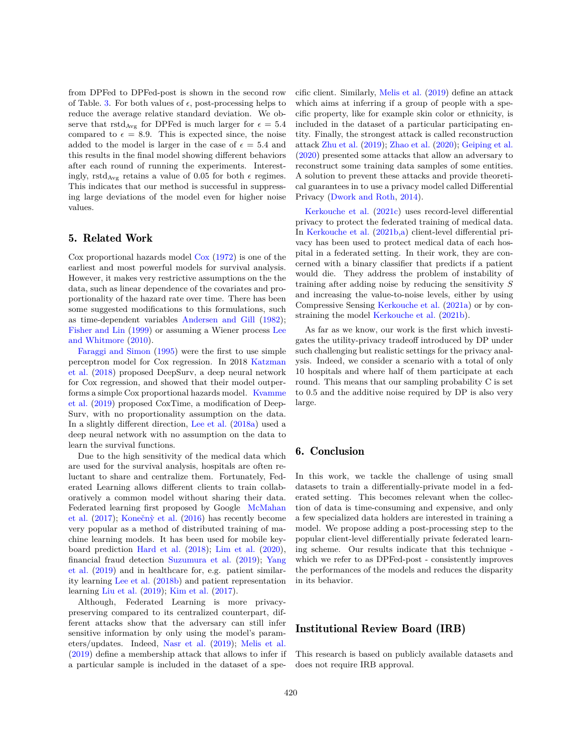from DPFed to DPFed-post is shown in the second row of Table. 3. For both values of $\epsilon$, post-processing helps to reduce the average relative standard deviation. We observe that $\text{rstd}_{\text{Avg}}$ for DPFed is much larger for $\epsilon = 5.4$ compared to $\epsilon = 8.9$. This is expected since, the noise added to the model is larger in the case of $\epsilon = 5.4$ and this results in the final model showing different behaviors after each round of running the experiments. Interestingly, $\text{rstd}_{\text{Avg}}$ retains a value of 0.05 for both $\epsilon$ regimes. This indicates that our method is successful in suppressing large deviations of the model even for higher noise values.

## 5. Related Work

Cox proportional hazards model Cox (1972) is one of the earliest and most powerful models for survival analysis. However, it makes very restrictive assumptions on the the data, such as linear dependence of the covariates and proportionality of the hazard rate over time. There has been some suggested modifications to this formulations, such as time-dependent variables Andersen and Gill (1982); Fisher and Lin (1999) or assuming a Wiener process Lee and Whitmore (2010).

Faraggi and Simon (1995) were the first to use simple perceptron model for Cox regression. In 2018 Katzman et al. (2018) proposed DeepSurv, a deep neural network for Cox regression, and showed that their model outperforms a simple Cox proportional hazards model. Kvamme et al. (2019) proposed CoxTime, a modification of DeepSurv, with no proportionality assumption on the data. In a slightly different direction, Lee et al. (2018a) used a deep neural network with no assumption on the data to learn the survival functions.

Due to the high sensitivity of the medical data which are used for the survival analysis, hospitals are often reluctant to share and centralize them. Fortunately, Federated Learning allows different clients to train collaboratively a common model without sharing their data. Federated learning first proposed by Google McMahan et al. (2017); Konečný et al. (2016) has recently become very popular as a method of distributed training of machine learning models. It has been used for mobile keyboard prediction Hard et al. (2018); Lim et al. (2020), financial fraud detection Suzumura et al. (2019); Yang et al. (2019) and in healthcare for, e.g. patient similarity learning Lee et al. (2018b) and patient representation learning Liu et al. (2019); Kim et al. (2017).

Although, Federated Learning is more privacy-preserving compared to its centralized counterpart, different attacks show that the adversary can still infer sensitive information by only using the model's parameters/updates. Indeed, Nasr et al. (2019); Melis et al. (2019) define a membership attack that allows to infer if a particular sample is included in the dataset of a specific client. Similarly, Melis et al. (2019) define an attack which aims at inferring if a group of people with a specific property, like for example skin color or ethnicity, is included in the dataset of a particular participating entity. Finally, the strongest attack is called reconstruction attack Zhu et al. (2019); Zhao et al. (2020); Geiping et al. (2020) presented some attacks that allow an adversary to reconstruct some training data samples of some entities. A solution to prevent these attacks and provide theoretical guarantees in to use a privacy model called Differential Privacy (Dwork and Roth, 2014).

Kerkouche et al. (2021c) uses record-level differential privacy to protect the federated training of medical data. In Kerkouche et al. (2021b,a) client-level differential privacy has been used to protect medical data of each hospital in a federated setting. In their work, they are concerned with a binary classifier that predicts if a patient would die. They address the problem of instability of training after adding noise by reducing the sensitivity $S$ and increasing the value-to-noise levels, either by using Compressive Sensing Kerkouche et al. (2021a) or by constraining the model Kerkouche et al. (2021b).

As far as we know, our work is the first which investigates the utility-privacy tradeoff introduced by DP under such challenging but realistic settings for the privacy analysis. Indeed, we consider a scenario with a total of only 10 hospitals and where half of them participate at each round. This means that our sampling probability C is set to 0.5 and the additive noise required by DP is also very large.

## 6. Conclusion

In this work, we tackle the challenge of using small datasets to train a differentially-private model in a federated setting. This becomes relevant when the collection of data is time-consuming and expensive, and only a few specialized data holders are interested in training a model. We propose adding a post-processing step to the popular client-level differentially private federated learning scheme. Our results indicate that this technique - which we refer to as DPFed-post - consistently improves the performances of the models and reduces the disparity in its behavior.

## Institutional Review Board (IRB)

This research is based on publicly available datasets and does not require IRB approval.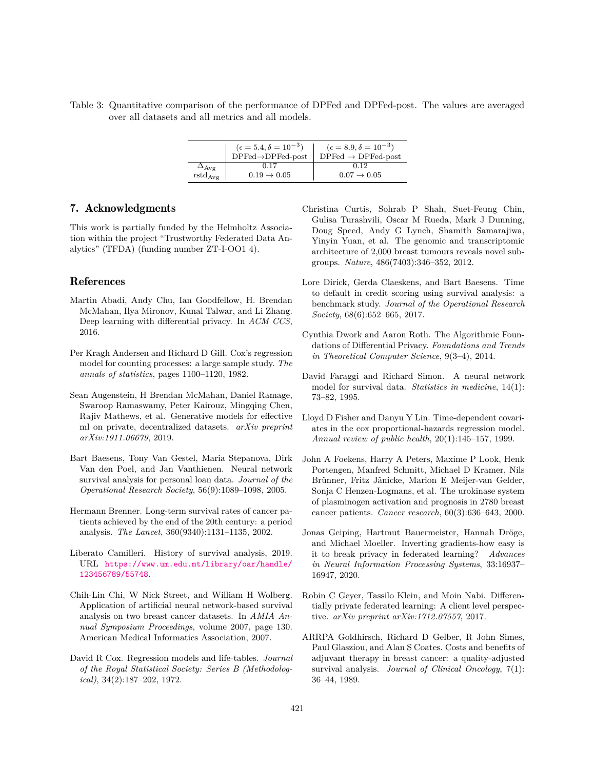Table 3: Quantitative comparison of the performance of DPFed and DPFed-post. The values are averaged over all datasets and all metrics and all models.

| | ($\epsilon = 5.4, \delta = 10^{-3}$) DPFed→DPFed-post | ($\epsilon = 8.9, \delta = 10^{-3}$) DPFed → DPFed-post |
|---|---|---|
| $\Delta_{\text{Avg}}$ | 0.17 | 0.12 |
| $\text{rstd}_{\text{Avg}}$ | $0.19 \rightarrow 0.05$ | $0.07 \rightarrow 0.05$ |

## 7. Acknowledgments

This work is partially funded by the Helmholtz Association within the project "Trustworthy Federated Data Analytics" (TFDA) (funding number ZT-I-OO1 4).

## References

Martin Abadi, Andy Chu, Ian Goodfellow, H. Brendan McMahan, Ilya Mironov, Kunal Talwar, and Li Zhang. Deep learning with differential privacy. In *ACM CCS*, 2016.

Per Kragh Andersen and Richard D Gill. Cox's regression model for counting processes: a large sample study. *The annals of statistics*, pages 1100–1120, 1982.

Sean Augenstein, H Brendan McMahan, Daniel Ramage, Swaroop Ramaswamy, Peter Kairouz, Mingqing Chen, Rajiv Mathews, et al. Generative models for effective ml on private, decentralized datasets. *arXiv preprint arXiv:1911.06679*, 2019.

Bart Baesens, Tony Van Gestel, Maria Stepanova, Dirk Van den Poel, and Jan Vanthienen. Neural network survival analysis for personal loan data. *Journal of the Operational Research Society*, 56(9):1089–1098, 2005.

Hermann Brenner. Long-term survival rates of cancer patients achieved by the end of the 20th century: a period analysis. *The Lancet*, 360(9340):1131–1135, 2002.

Liberato Camilleri. History of survival analysis, 2019. URL https://www.um.edu.mt/library/oar/handle/123456789/55748.

Chih-Lin Chi, W Nick Street, and William H Wolberg. Application of artificial neural network-based survival analysis on two breast cancer datasets. In *AMIA Annual Symposium Proceedings*, volume 2007, page 130. American Medical Informatics Association, 2007.

David R Cox. Regression models and life-tables. *Journal of the Royal Statistical Society: Series B (Methodological)*, 34(2):187–202, 1972.

Christina Curtis, Sohrab P Shah, Suet-Feung Chin, Gulisa Turashvili, Oscar M Rueda, Mark J Dunning, Doug Speed, Andy G Lynch, Shamith Samarajiwa, Yinyin Yuan, et al. The genomic and transcriptomic architecture of 2,000 breast tumours reveals novel subgroups. *Nature*, 486(7403):346–352, 2012.

Lore Dirick, Gerda Claeskens, and Bart Baesens. Time to default in credit scoring using survival analysis: a benchmark study. *Journal of the Operational Research Society*, 68(6):652–665, 2017.

Cynthia Dwork and Aaron Roth. The Algorithmic Foundations of Differential Privacy. *Foundations and Trends in Theoretical Computer Science*, 9(3–4), 2014.

David Faraggi and Richard Simon. A neural network model for survival data. *Statistics in medicine*, 14(1): 73–82, 1995.

Lloyd D Fisher and Danyu Y Lin. Time-dependent covariates in the cox proportional-hazards regression model. *Annual review of public health*, 20(1):145–157, 1999.

John A Foekens, Harry A Peters, Maxime P Look, Henk Portengen, Manfred Schmitt, Michael D Kramer, Nils Brünner, Fritz Jänicke, Marion E Meijer-van Gelder, Sonja C Henzen-Logmans, et al. The urokinase system of plasminogen activation and prognosis in 2780 breast cancer patients. *Cancer research*, 60(3):636–643, 2000.

Jonas Geiping, Hartmut Bauermeister, Hannah Dröge, and Michael Moeller. Inverting gradients-how easy is it to break privacy in federated learning? *Advances in Neural Information Processing Systems*, 33:16937–16947, 2020.

Robin C Geyer, Tassilo Klein, and Moin Nabi. Differentially private federated learning: A client level perspective. *arXiv preprint arXiv:1712.07557*, 2017.

ARRPA Goldhirsch, Richard D Gelber, R John Simes, Paul Glasziou, and Alan S Coates. Costs and benefits of adjuvant therapy in breast cancer: a quality-adjusted survival analysis. *Journal of Clinical Oncology*, 7(1): 36–44, 1989.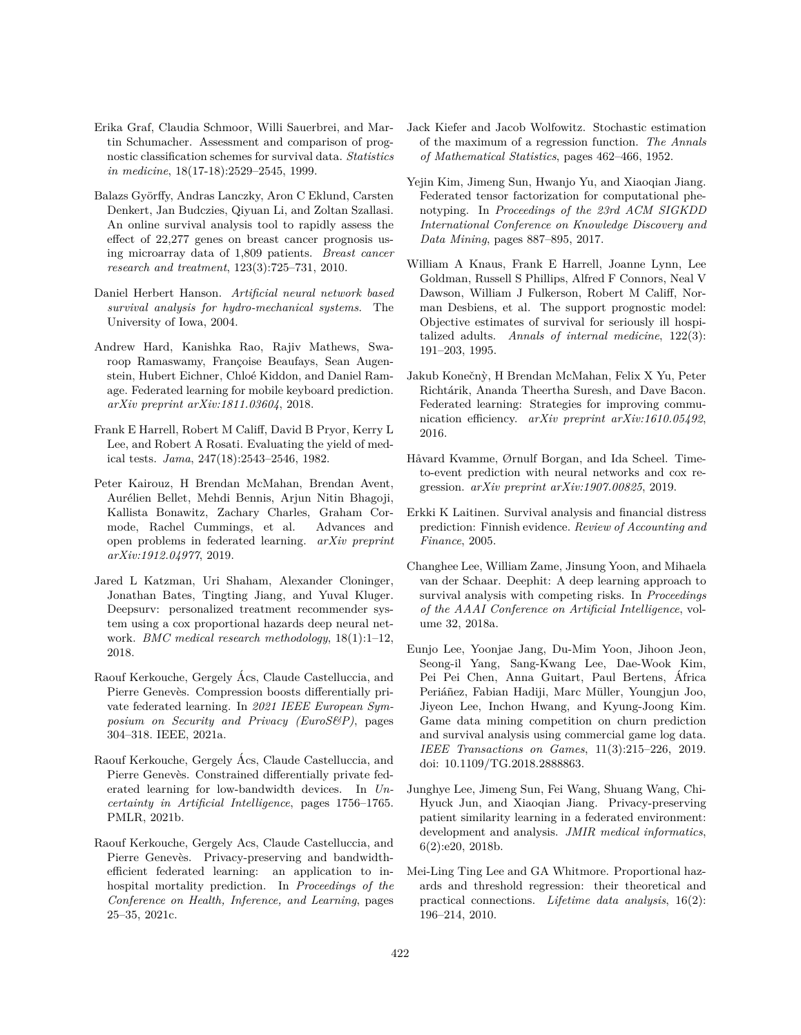Erika Graf, Claudia Schmoor, Willi Sauerbrei, and Martin Schumacher. Assessment and comparison of prognostic classification schemes for survival data. *Statistics in medicine*, 18(17-18):2529–2545, 1999.

Balazs Györffy, Andras Lanczky, Aron C Eklund, Carsten Denkert, Jan Budczies, Qiyuan Li, and Zoltan Szallasi. An online survival analysis tool to rapidly assess the effect of 22,277 genes on breast cancer prognosis using microarray data of 1,809 patients. *Breast cancer research and treatment*, 123(3):725–731, 2010.

Daniel Herbert Hanson. *Artificial neural network based survival analysis for hydro-mechanical systems.* The University of Iowa, 2004.

Andrew Hard, Kanishka Rao, Rajiv Mathews, Swaroop Ramaswamy, Françoise Beaufays, Sean Augenstein, Hubert Eichner, Chloé Kiddon, and Daniel Ramage. Federated learning for mobile keyboard prediction. *arXiv preprint arXiv:1811.03604*, 2018.

Frank E Harrell, Robert M Califf, David B Pryor, Kerry L Lee, and Robert A Rosati. Evaluating the yield of medical tests. *Jama*, 247(18):2543–2546, 1982.

Peter Kairouz, H Brendan McMahan, Brendan Avent, Aurélien Bellet, Mehdi Bennis, Arjun Nitin Bhagoji, Kallista Bonawitz, Zachary Charles, Graham Cormode, Rachel Cummings, et al. Advances and open problems in federated learning. *arXiv preprint arXiv:1912.04977*, 2019.

Jared L Katzman, Uri Shaham, Alexander Cloninger, Jonathan Bates, Tingting Jiang, and Yuval Kluger. Deepsurv: personalized treatment recommender system using a cox proportional hazards deep neural network. *BMC medical research methodology*, 18(1):1–12, 2018.

Raouf Kerkouche, Gergely Ács, Claude Castelluccia, and Pierre Genevès. Compression boosts differentially private federated learning. In *2021 IEEE European Symposium on Security and Privacy (EuroS&P)*, pages 304–318. IEEE, 2021a.

Raouf Kerkouche, Gergely Ács, Claude Castelluccia, and Pierre Genevès. Constrained differentially private federated learning for low-bandwidth devices. In *Uncertainty in Artificial Intelligence*, pages 1756–1765. PMLR, 2021b.

Raouf Kerkouche, Gergely Acs, Claude Castelluccia, and Pierre Genevès. Privacy-preserving and bandwidth-efficient federated learning: an application to in-hospital mortality prediction. In *Proceedings of the Conference on Health, Inference, and Learning*, pages 25–35, 2021c.

Jack Kiefer and Jacob Wolfowitz. Stochastic estimation of the maximum of a regression function. *The Annals of Mathematical Statistics*, pages 462–466, 1952.

Yejin Kim, Jimeng Sun, Hwanjo Yu, and Xiaoqian Jiang. Federated tensor factorization for computational phenotyping. In *Proceedings of the 23rd ACM SIGKDD International Conference on Knowledge Discovery and Data Mining*, pages 887–895, 2017.

William A Knaus, Frank E Harrell, Joanne Lynn, Lee Goldman, Russell S Phillips, Alfred F Connors, Neal V Dawson, William J Fulkerson, Robert M Califf, Norman Desbiens, et al. The support prognostic model: Objective estimates of survival for seriously ill hospitalized adults. *Annals of internal medicine*, 122(3): 191–203, 1995.

Jakub Konečnỳ, H Brendan McMahan, Felix X Yu, Peter Richtárik, Ananda Theertha Suresh, and Dave Bacon. Federated learning: Strategies for improving communication efficiency. *arXiv preprint arXiv:1610.05492*, 2016.

Håvard Kvamme, Ørnulf Borgan, and Ida Scheel. Time-to-event prediction with neural networks and cox regression. *arXiv preprint arXiv:1907.00825*, 2019.

Erkki K Laitinen. Survival analysis and financial distress prediction: Finnish evidence. *Review of Accounting and Finance*, 2005.

Changhee Lee, William Zame, Jinsung Yoon, and Mihaela van der Schaar. Deephit: A deep learning approach to survival analysis with competing risks. In *Proceedings of the AAAI Conference on Artificial Intelligence*, volume 32, 2018a.

Eunjo Lee, Yoonjae Jang, Du-Mim Yoon, Jihoon Jeon, Seong-il Yang, Sang-Kwang Lee, Dae-Wook Kim, Pei Pei Chen, Anna Guitart, Paul Bertens, África Periáñez, Fabian Hadiji, Marc Müller, Youngjun Joo, Jiyeon Lee, Inchon Hwang, and Kyung-Joong Kim. Game data mining competition on churn prediction and survival analysis using commercial game log data. *IEEE Transactions on Games*, 11(3):215–226, 2019. doi: 10.1109/TG.2018.2888863.

Junghye Lee, Jimeng Sun, Fei Wang, Shuang Wang, Chi-Hyuck Jun, and Xiaoqian Jiang. Privacy-preserving patient similarity learning in a federated environment: development and analysis. *JMIR medical informatics*, 6(2):e20, 2018b.

Mei-Ling Ting Lee and GA Whitmore. Proportional hazards and threshold regression: their theoretical and practical connections. *Lifetime data analysis*, 16(2): 196–214, 2010.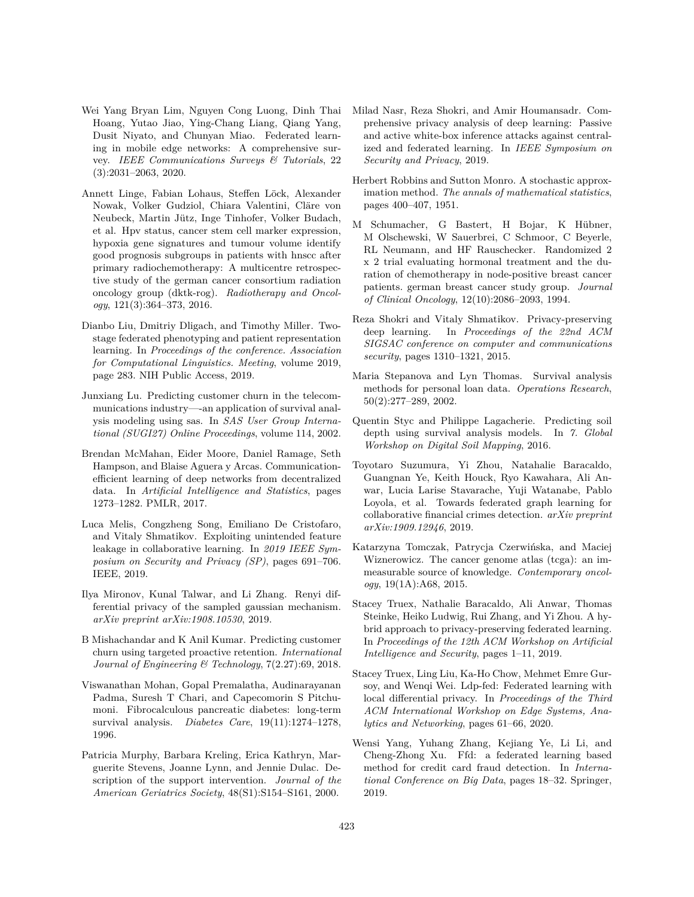Wei Yang Bryan Lim, Nguyen Cong Luong, Dinh Thai Hoang, Yutao Jiao, Ying-Chang Liang, Qiang Yang, Dusit Niyato, and Chunyan Miao. Federated learning in mobile edge networks: A comprehensive survey. *IEEE Communications Surveys & Tutorials*, 22 (3):2031–2063, 2020.

Annett Linge, Fabian Lohaus, Steffen Löck, Alexander Nowak, Volker Gudziol, Chiara Valentini, Cläre von Neubeck, Martin Jütz, Inge Tinhofer, Volker Budach, et al. Hpv status, cancer stem cell marker expression, hypoxia gene signatures and tumour volume identify good prognosis subgroups in patients with hnscc after primary radiochemotherapy: A multicentre retrospective study of the german cancer consortium radiation oncology group (dktk-rog). *Radiotherapy and Oncology*, 121(3):364–373, 2016.

Dianbo Liu, Dmitriy Dligach, and Timothy Miller. Two-stage federated phenotyping and patient representation learning. In *Proceedings of the conference. Association for Computational Linguistics. Meeting*, volume 2019, page 283. NIH Public Access, 2019.

Junxiang Lu. Predicting customer churn in the telecommunications industry—-an application of survival analysis modeling using sas. In *SAS User Group International (SUGI27) Online Proceedings*, volume 114, 2002.

Brendan McMahan, Eider Moore, Daniel Ramage, Seth Hampson, and Blaise Aguera y Arcas. Communication-efficient learning of deep networks from decentralized data. In *Artificial Intelligence and Statistics*, pages 1273–1282. PMLR, 2017.

Luca Melis, Congzheng Song, Emiliano De Cristofaro, and Vitaly Shmatikov. Exploiting unintended feature leakage in collaborative learning. In *2019 IEEE Symposium on Security and Privacy (SP)*, pages 691–706. IEEE, 2019.

Ilya Mironov, Kunal Talwar, and Li Zhang. Renyi differential privacy of the sampled gaussian mechanism. *arXiv preprint arXiv:1908.10530*, 2019.

B Mishachandar and K Anil Kumar. Predicting customer churn using targeted proactive retention. *International Journal of Engineering & Technology*, 7(2.27):69, 2018.

Viswanathan Mohan, Gopal Premalatha, Audinarayanan Padma, Suresh T Chari, and Capecomorin S Pitchumoni. Fibrocalculous pancreatic diabetes: long-term survival analysis. *Diabetes Care*, 19(11):1274–1278, 1996.

Patricia Murphy, Barbara Kreling, Erica Kathryn, Marguerite Stevens, Joanne Lynn, and Jennie Dulac. Description of the support intervention. *Journal of the American Geriatrics Society*, 48(S1):S154–S161, 2000.

Milad Nasr, Reza Shokri, and Amir Houmansadr. Comprehensive privacy analysis of deep learning: Passive and active white-box inference attacks against centralized and federated learning. In *IEEE Symposium on Security and Privacy*, 2019.

Herbert Robbins and Sutton Monro. A stochastic approximation method. *The annals of mathematical statistics*, pages 400–407, 1951.

M Schumacher, G Bastert, H Bojar, K Hübner, M Olschewski, W Sauerbrei, C Schmoor, C Beyerle, RL Neumann, and HF Rauschecker. Randomized 2 x 2 trial evaluating hormonal treatment and the duration of chemotherapy in node-positive breast cancer patients. german breast cancer study group. *Journal of Clinical Oncology*, 12(10):2086–2093, 1994.

Reza Shokri and Vitaly Shmatikov. Privacy-preserving deep learning. In *Proceedings of the 22nd ACM SIGSAC conference on computer and communications security*, pages 1310–1321, 2015.

Maria Stepanova and Lyn Thomas. Survival analysis methods for personal loan data. *Operations Research*, 50(2):277–289, 2002.

Quentin Styc and Philippe Lagacherie. Predicting soil depth using survival analysis models. In *7. Global Workshop on Digital Soil Mapping*, 2016.

Toyotaro Suzumura, Yi Zhou, Natahalie Baracaldo, Guangnan Ye, Keith Houck, Ryo Kawahara, Ali Anwar, Lucia Larise Stavarache, Yuji Watanabe, Pablo Loyola, et al. Towards federated graph learning for collaborative financial crimes detection. *arXiv preprint arXiv:1909.12946*, 2019.

Katarzyna Tomczak, Patrycja Czerwińska, and Maciej Wiznerowicz. The cancer genome atlas (tcga): an immeasurable source of knowledge. *Contemporary oncology*, 19(1A):A68, 2015.

Stacey Truex, Nathalie Baracaldo, Ali Anwar, Thomas Steinke, Heiko Ludwig, Rui Zhang, and Yi Zhou. A hybrid approach to privacy-preserving federated learning. In *Proceedings of the 12th ACM Workshop on Artificial Intelligence and Security*, pages 1–11, 2019.

Stacey Truex, Ling Liu, Ka-Ho Chow, Mehmet Emre Gursoy, and Wenqi Wei. Ldp-fed: Federated learning with local differential privacy. In *Proceedings of the Third ACM International Workshop on Edge Systems, Analytics and Networking*, pages 61–66, 2020.

Wensi Yang, Yuhang Zhang, Kejiang Ye, Li Li, and Cheng-Zhong Xu. Ffd: a federated learning based method for credit card fraud detection. In *International Conference on Big Data*, pages 18–32. Springer, 2019.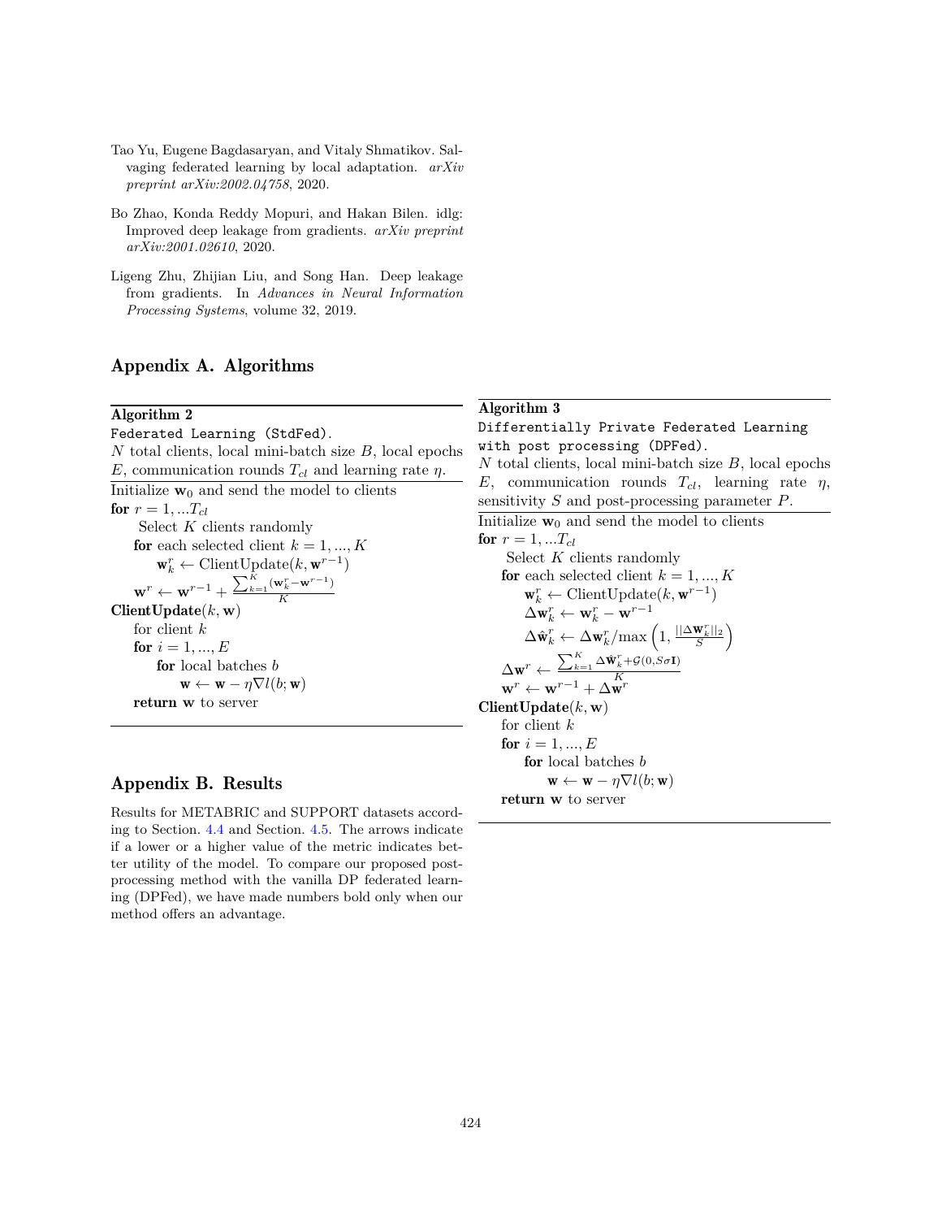Tao Yu, Eugene Bagdasaryan, and Vitaly Shmatikov. Salvaging federated learning by local adaptation. *arXiv preprint arXiv:2002.04758*, 2020.

Bo Zhao, Konda Reddy Mopuri, and Hakan Bilen. idlg: Improved deep leakage from gradients. *arXiv preprint arXiv:2001.02610*, 2020.

Ligeng Zhu, Zhijian Liu, and Song Han. Deep leakage from gradients. In *Advances in Neural Information Processing Systems*, volume 32, 2019.

## Appendix A. Algorithms

**Algorithm 2**

`Federated Learning (StdFed).`

$N$ total clients, local mini-batch size $B$, local epochs $E$, communication rounds $T_{cl}$ and learning rate $\eta$.

---

Initialize $\mathbf{w}_0$ and send the model to clients
**for** $r = 1, ...T_{cl}$
  Select $K$ clients randomly
  **for** each selected client $k = 1, ..., K$
    $\mathbf{w}_k^r \leftarrow \text{ClientUpdate}(k, \mathbf{w}^{r-1})$
  $\mathbf{w}^r \leftarrow \mathbf{w}^{r-1} + \frac{\sum_{k=1}^{K}(\mathbf{w}_k^r - \mathbf{w}^{r-1})}{K}$
**ClientUpdate**$(k, \mathbf{w})$
  for client $k$
  **for** $i = 1, ..., E$
    **for** local batches $b$
      $\mathbf{w} \leftarrow \mathbf{w} - \eta \nabla l(b; \mathbf{w})$
  **return** $\mathbf{w}$ to server

---

**Algorithm 3**

`Differentially Private Federated Learning with post processing (DPFed).`

$N$ total clients, local mini-batch size $B$, local epochs $E$, communication rounds $T_{cl}$, learning rate $\eta$, sensitivity $S$ and post-processing parameter $P$.

---

Initialize $\mathbf{w}_0$ and send the model to clients
**for** $r = 1, ...T_{cl}$
  Select $K$ clients randomly
  **for** each selected client $k = 1, ..., K$
    $\mathbf{w}_k^r \leftarrow \text{ClientUpdate}(k, \mathbf{w}^{r-1})$
    $\Delta\mathbf{w}_k^r \leftarrow \mathbf{w}_k^r - \mathbf{w}^{r-1}$
    $\Delta\hat{\mathbf{w}}_k^r \leftarrow \Delta\mathbf{w}_k^r / \max\left(1, \frac{||\Delta\mathbf{w}_k^r||_2}{S}\right)$
  $\Delta\mathbf{w}^r \leftarrow \frac{\sum_{k=1}^{K}\Delta\hat{\mathbf{w}}_k^r + \mathcal{G}(0, S\sigma\mathbf{I})}{K}$
  $\mathbf{w}^r \leftarrow \mathbf{w}^{r-1} + \Delta\mathbf{w}^r$
**ClientUpdate**$(k, \mathbf{w})$
  for client $k$
  **for** $i = 1, ..., E$
    **for** local batches $b$
      $\mathbf{w} \leftarrow \mathbf{w} - \eta \nabla l(b; \mathbf{w})$
  **return** $\mathbf{w}$ to server

---

## Appendix B. Results

Results for METABRIC and SUPPORT datasets according to Section. 4.4 and Section. 4.5. The arrows indicate if a lower or a higher value of the metric indicates better utility of the model. To compare our proposed post-processing method with the vanilla DP federated learning (DPFed), we have made numbers bold only when our method offers an advantage.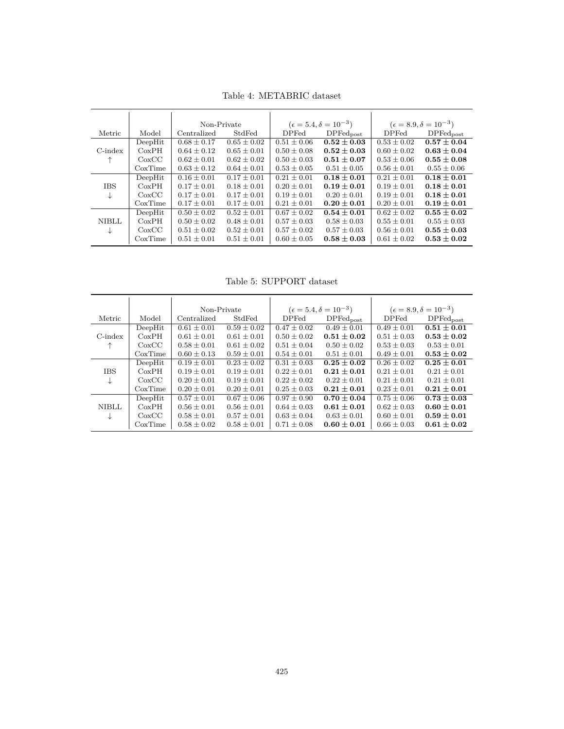Table 4: METABRIC dataset

| | | Non-Private | | $(\epsilon = 5.4, \delta = 10^{-3})$ | | $(\epsilon = 8.9, \delta = 10^{-3})$ | |
|---|---|---|---|---|---|---|---|
| Metric | Model | Centralized | StdFed | DPFed | DPFed$_{\text{post}}$ | DPFed | DPFed$_{\text{post}}$ |
| C-index ↑ | DeepHit | $0.68 \pm 0.17$ | $0.65 \pm 0.02$ | $0.51 \pm 0.06$ | $\mathbf{0.52 \pm 0.03}$ | $0.53 \pm 0.02$ | $\mathbf{0.57 \pm 0.04}$ |
| | CoxPH | $0.64 \pm 0.12$ | $0.65 \pm 0.01$ | $0.50 \pm 0.08$ | $\mathbf{0.52 \pm 0.03}$ | $0.60 \pm 0.02$ | $\mathbf{0.63 \pm 0.04}$ |
| | CoxCC | $0.62 \pm 0.01$ | $0.62 \pm 0.02$ | $0.50 \pm 0.03$ | $\mathbf{0.51 \pm 0.07}$ | $0.53 \pm 0.06$ | $\mathbf{0.55 \pm 0.08}$ |
| | CoxTime | $0.63 \pm 0.12$ | $0.64 \pm 0.01$ | $0.53 \pm 0.05$ | $0.51 \pm 0.05$ | $0.56 \pm 0.01$ | $0.55 \pm 0.06$ |
| IBS ↓ | DeepHit | $0.16 \pm 0.01$ | $0.17 \pm 0.01$ | $0.21 \pm 0.01$ | $\mathbf{0.18 \pm 0.01}$ | $0.21 \pm 0.01$ | $\mathbf{0.18 \pm 0.01}$ |
| | CoxPH | $0.17 \pm 0.01$ | $0.18 \pm 0.01$ | $0.20 \pm 0.01$ | $\mathbf{0.19 \pm 0.01}$ | $0.19 \pm 0.01$ | $\mathbf{0.18 \pm 0.01}$ |
| | CoxCC | $0.17 \pm 0.01$ | $0.17 \pm 0.01$ | $0.19 \pm 0.01$ | $0.20 \pm 0.01$ | $0.19 \pm 0.01$ | $\mathbf{0.18 \pm 0.01}$ |
| | CoxTime | $0.17 \pm 0.01$ | $0.17 \pm 0.01$ | $0.21 \pm 0.01$ | $\mathbf{0.20 \pm 0.01}$ | $0.20 \pm 0.01$ | $\mathbf{0.19 \pm 0.01}$ |
| NIBLL ↓ | DeepHit | $0.50 \pm 0.02$ | $0.52 \pm 0.01$ | $0.67 \pm 0.02$ | $\mathbf{0.54 \pm 0.01}$ | $0.62 \pm 0.02$ | $\mathbf{0.55 \pm 0.02}$ |
| | CoxPH | $0.50 \pm 0.02$ | $0.48 \pm 0.01$ | $0.57 \pm 0.03$ | $0.58 \pm 0.03$ | $0.55 \pm 0.01$ | $0.55 \pm 0.03$ |
| | CoxCC | $0.51 \pm 0.02$ | $0.52 \pm 0.01$ | $0.57 \pm 0.02$ | $0.57 \pm 0.03$ | $0.56 \pm 0.01$ | $\mathbf{0.55 \pm 0.03}$ |
| | CoxTime | $0.51 \pm 0.01$ | $0.51 \pm 0.01$ | $0.60 \pm 0.05$ | $\mathbf{0.58 \pm 0.03}$ | $0.61 \pm 0.02$ | $\mathbf{0.53 \pm 0.02}$ |

Table 5: SUPPORT dataset

| | | Non-Private | | $(\epsilon = 5.4, \delta = 10^{-3})$ | | $(\epsilon = 8.9, \delta = 10^{-3})$ | |
|---|---|---|---|---|---|---|---|
| Metric | Model | Centralized | StdFed | DPFed | DPFed$_{\text{post}}$ | DPFed | DPFed$_{\text{post}}$ |
| C-index ↑ | DeepHit | $0.61 \pm 0.01$ | $0.59 \pm 0.02$ | $0.47 \pm 0.02$ | $0.49 \pm 0.01$ | $0.49 \pm 0.01$ | $\mathbf{0.51 \pm 0.01}$ |
| | CoxPH | $0.61 \pm 0.01$ | $0.61 \pm 0.01$ | $0.50 \pm 0.02$ | $\mathbf{0.51 \pm 0.02}$ | $0.51 \pm 0.03$ | $\mathbf{0.53 \pm 0.02}$ |
| | CoxCC | $0.58 \pm 0.01$ | $0.61 \pm 0.02$ | $0.51 \pm 0.04$ | $0.50 \pm 0.02$ | $0.53 \pm 0.03$ | $0.53 \pm 0.01$ |
| | CoxTime | $0.60 \pm 0.13$ | $0.59 \pm 0.01$ | $0.54 \pm 0.01$ | $0.51 \pm 0.01$ | $0.49 \pm 0.01$ | $\mathbf{0.53 \pm 0.02}$ |
| IBS ↓ | DeepHit | $0.19 \pm 0.01$ | $0.23 \pm 0.02$ | $0.31 \pm 0.03$ | $\mathbf{0.25 \pm 0.02}$ | $0.26 \pm 0.02$ | $\mathbf{0.25 \pm 0.01}$ |
| | CoxPH | $0.19 \pm 0.01$ | $0.19 \pm 0.01$ | $0.22 \pm 0.01$ | $\mathbf{0.21 \pm 0.01}$ | $0.21 \pm 0.01$ | $0.21 \pm 0.01$ |
| | CoxCC | $0.20 \pm 0.01$ | $0.19 \pm 0.01$ | $0.22 \pm 0.02$ | $0.22 \pm 0.01$ | $0.21 \pm 0.01$ | $0.21 \pm 0.01$ |
| | CoxTime | $0.20 \pm 0.01$ | $0.20 \pm 0.01$ | $0.25 \pm 0.03$ | $\mathbf{0.21 \pm 0.01}$ | $0.23 \pm 0.01$ | $\mathbf{0.21 \pm 0.01}$ |
| NIBLL ↓ | DeepHit | $0.57 \pm 0.01$ | $0.67 \pm 0.06$ | $0.97 \pm 0.90$ | $\mathbf{0.70 \pm 0.04}$ | $0.75 \pm 0.06$ | $\mathbf{0.73 \pm 0.03}$ |
| | CoxPH | $0.56 \pm 0.01$ | $0.56 \pm 0.01$ | $0.64 \pm 0.03$ | $\mathbf{0.61 \pm 0.01}$ | $0.62 \pm 0.03$ | $\mathbf{0.60 \pm 0.01}$ |
| | CoxCC | $0.58 \pm 0.01$ | $0.57 \pm 0.01$ | $0.63 \pm 0.04$ | $0.63 \pm 0.01$ | $0.60 \pm 0.01$ | $\mathbf{0.59 \pm 0.01}$ |
| | CoxTime | $0.58 \pm 0.02$ | $0.58 \pm 0.01$ | $0.71 \pm 0.08$ | $\mathbf{0.60 \pm 0.01}$ | $0.66 \pm 0.03$ | $\mathbf{0.61 \pm 0.02}$ |